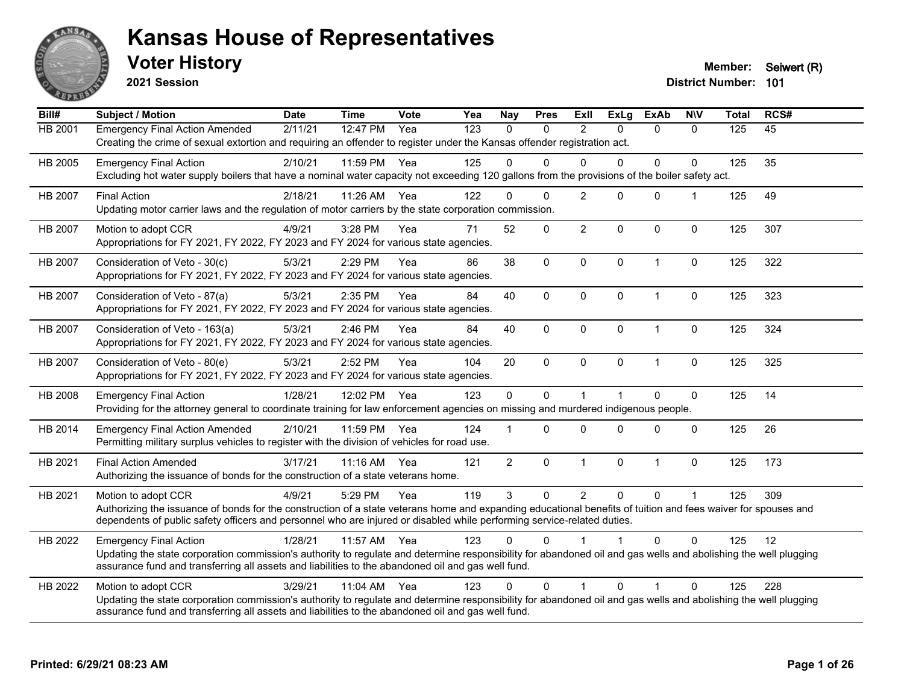# Kansas House of Representatives

## Voter History

**2021 Session**

**Member:** Seiwert (R)
**District Number:** 101

| Bill# | Subject / Motion | Date | Time | Vote | Yea | Nay | Pres | ExII | ExLg | ExAb | N\V | Total | RCS# |
|---|---|---|---|---|---|---|---|---|---|---|---|---|---|
| HB 2001 | Emergency Final Action Amended | 2/11/21 | 12:47 PM | Yea | 123 | 0 | 0 | 2 | 0 | 0 | 0 | 125 | 45 |
| | Creating the crime of sexual extortion and requiring an offender to register under the Kansas offender registration act. | | | | | | | | | | | | |
| HB 2005 | Emergency Final Action | 2/10/21 | 11:59 PM | Yea | 125 | 0 | 0 | 0 | 0 | 0 | 0 | 125 | 35 |
| | Excluding hot water supply boilers that have a nominal water capacity not exceeding 120 gallons from the provisions of the boiler safety act. | | | | | | | | | | | | |
| HB 2007 | Final Action | 2/18/21 | 11:26 AM | Yea | 122 | 0 | 0 | 2 | 0 | 0 | 1 | 125 | 49 |
| | Updating motor carrier laws and the regulation of motor carriers by the state corporation commission. | | | | | | | | | | | | |
| HB 2007 | Motion to adopt CCR | 4/9/21 | 3:28 PM | Yea | 71 | 52 | 0 | 2 | 0 | 0 | 0 | 125 | 307 |
| | Appropriations for FY 2021, FY 2022, FY 2023 and FY 2024 for various state agencies. | | | | | | | | | | | | |
| HB 2007 | Consideration of Veto - 30(c) | 5/3/21 | 2:29 PM | Yea | 86 | 38 | 0 | 0 | 0 | 1 | 0 | 125 | 322 |
| | Appropriations for FY 2021, FY 2022, FY 2023 and FY 2024 for various state agencies. | | | | | | | | | | | | |
| HB 2007 | Consideration of Veto - 87(a) | 5/3/21 | 2:35 PM | Yea | 84 | 40 | 0 | 0 | 0 | 1 | 0 | 125 | 323 |
| | Appropriations for FY 2021, FY 2022, FY 2023 and FY 2024 for various state agencies. | | | | | | | | | | | | |
| HB 2007 | Consideration of Veto - 163(a) | 5/3/21 | 2:46 PM | Yea | 84 | 40 | 0 | 0 | 0 | 1 | 0 | 125 | 324 |
| | Appropriations for FY 2021, FY 2022, FY 2023 and FY 2024 for various state agencies. | | | | | | | | | | | | |
| HB 2007 | Consideration of Veto - 80(e) | 5/3/21 | 2:52 PM | Yea | 104 | 20 | 0 | 0 | 0 | 1 | 0 | 125 | 325 |
| | Appropriations for FY 2021, FY 2022, FY 2023 and FY 2024 for various state agencies. | | | | | | | | | | | | |
| HB 2008 | Emergency Final Action | 1/28/21 | 12:02 PM | Yea | 123 | 0 | 0 | 1 | 1 | 0 | 0 | 125 | 14 |
| | Providing for the attorney general to coordinate training for law enforcement agencies on missing and murdered indigenous people. | | | | | | | | | | | | |
| HB 2014 | Emergency Final Action Amended | 2/10/21 | 11:59 PM | Yea | 124 | 1 | 0 | 0 | 0 | 0 | 0 | 125 | 26 |
| | Permitting military surplus vehicles to register with the division of vehicles for road use. | | | | | | | | | | | | |
| HB 2021 | Final Action Amended | 3/17/21 | 11:16 AM | Yea | 121 | 2 | 0 | 1 | 0 | 1 | 0 | 125 | 173 |
| | Authorizing the issuance of bonds for the construction of a state veterans home. | | | | | | | | | | | | |
| HB 2021 | Motion to adopt CCR | 4/9/21 | 5:29 PM | Yea | 119 | 3 | 0 | 2 | 0 | 0 | 1 | 125 | 309 |
| | Authorizing the issuance of bonds for the construction of a state veterans home and expanding educational benefits of tuition and fees waiver for spouses and dependents of public safety officers and personnel who are injured or disabled while performing service-related duties. | | | | | | | | | | | | |
| HB 2022 | Emergency Final Action | 1/28/21 | 11:57 AM | Yea | 123 | 0 | 0 | 1 | 1 | 0 | 0 | 125 | 12 |
| | Updating the state corporation commission's authority to regulate and determine responsibility for abandoned oil and gas wells and abolishing the well plugging assurance fund and transferring all assets and liabilities to the abandoned oil and gas well fund. | | | | | | | | | | | | |
| HB 2022 | Motion to adopt CCR | 3/29/21 | 11:04 AM | Yea | 123 | 0 | 0 | 1 | 0 | 1 | 0 | 125 | 228 |
| | Updating the state corporation commission's authority to regulate and determine responsibility for abandoned oil and gas wells and abolishing the well plugging assurance fund and transferring all assets and liabilities to the abandoned oil and gas well fund. | | | | | | | | | | | | |

**Printed: 6/29/21 08:23 AM**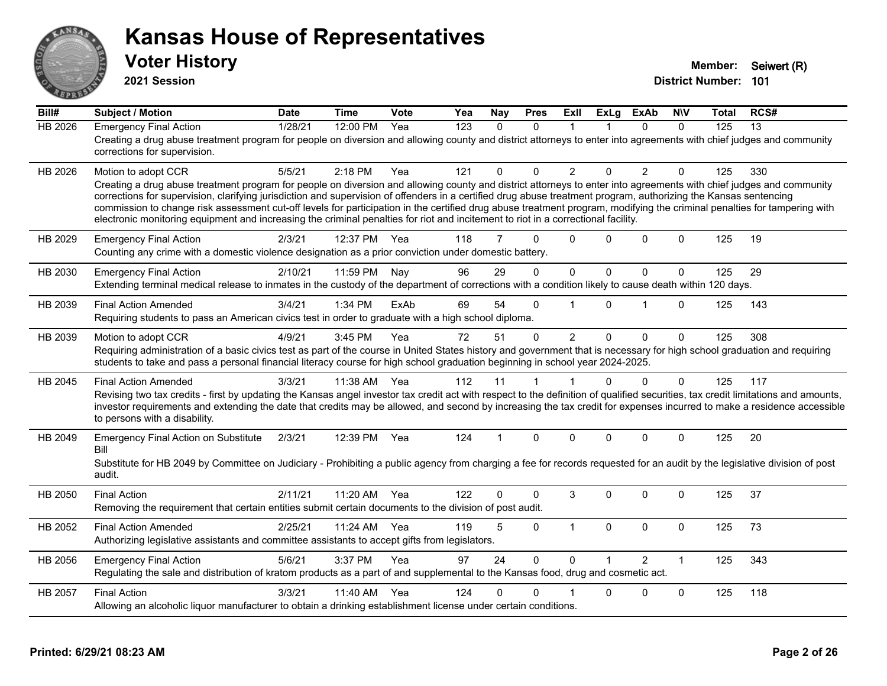# Kansas House of Representatives

## Voter History

**2021 Session**

**Member:** Seiwert (R)
**District Number:** 101

| Bill# | Subject / Motion | Date | Time | Vote | Yea | Nay | Pres | ExII | ExLg | ExAb | N\V | Total | RCS# |
|---|---|---|---|---|---|---|---|---|---|---|---|---|---|
| HB 2026 | Emergency Final Action | 1/28/21 | 12:00 PM | Yea | 123 | 0 | 0 | 1 | 1 | 0 | 0 | 125 | 13 |
| | Creating a drug abuse treatment program for people on diversion and allowing county and district attorneys to enter into agreements with chief judges and community corrections for supervision. | | | | | | | | | | | | |
| HB 2026 | Motion to adopt CCR | 5/5/21 | 2:18 PM | Yea | 121 | 0 | 0 | 2 | 0 | 2 | 0 | 125 | 330 |
| | Creating a drug abuse treatment program for people on diversion and allowing county and district attorneys to enter into agreements with chief judges and community corrections for supervision, clarifying jurisdiction and supervision of offenders in a certified drug abuse treatment program, authorizing the Kansas sentencing commission to change risk assessment cut-off levels for participation in the certified drug abuse treatment program, modifying the criminal penalties for tampering with electronic monitoring equipment and increasing the criminal penalties for riot and incitement to riot in a correctional facility. | | | | | | | | | | | | |
| HB 2029 | Emergency Final Action | 2/3/21 | 12:37 PM | Yea | 118 | 7 | 0 | 0 | 0 | 0 | 0 | 125 | 19 |
| | Counting any crime with a domestic violence designation as a prior conviction under domestic battery. | | | | | | | | | | | | |
| HB 2030 | Emergency Final Action | 2/10/21 | 11:59 PM | Nay | 96 | 29 | 0 | 0 | 0 | 0 | 0 | 125 | 29 |
| | Extending terminal medical release to inmates in the custody of the department of corrections with a condition likely to cause death within 120 days. | | | | | | | | | | | | |
| HB 2039 | Final Action Amended | 3/4/21 | 1:34 PM | ExAb | 69 | 54 | 0 | 1 | 0 | 1 | 0 | 125 | 143 |
| | Requiring students to pass an American civics test in order to graduate with a high school diploma. | | | | | | | | | | | | |
| HB 2039 | Motion to adopt CCR | 4/9/21 | 3:45 PM | Yea | 72 | 51 | 0 | 2 | 0 | 0 | 0 | 125 | 308 |
| | Requiring administration of a basic civics test as part of the course in United States history and government that is necessary for high school graduation and requiring students to take and pass a personal financial literacy course for high school graduation beginning in school year 2024-2025. | | | | | | | | | | | | |
| HB 2045 | Final Action Amended | 3/3/21 | 11:38 AM | Yea | 112 | 11 | 1 | 1 | 0 | 0 | 0 | 125 | 117 |
| | Revising two tax credits - first by updating the Kansas angel investor tax credit act with respect to the definition of qualified securities, tax credit limitations and amounts, investor requirements and extending the date that credits may be allowed, and second by increasing the tax credit for expenses incurred to make a residence accessible to persons with a disability. | | | | | | | | | | | | |
| HB 2049 | Emergency Final Action on Substitute Bill | 2/3/21 | 12:39 PM | Yea | 124 | 1 | 0 | 0 | 0 | 0 | 0 | 125 | 20 |
| | Substitute for HB 2049 by Committee on Judiciary - Prohibiting a public agency from charging a fee for records requested for an audit by the legislative division of post audit. | | | | | | | | | | | | |
| HB 2050 | Final Action | 2/11/21 | 11:20 AM | Yea | 122 | 0 | 0 | 3 | 0 | 0 | 0 | 125 | 37 |
| | Removing the requirement that certain entities submit certain documents to the division of post audit. | | | | | | | | | | | | |
| HB 2052 | Final Action Amended | 2/25/21 | 11:24 AM | Yea | 119 | 5 | 0 | 1 | 0 | 0 | 0 | 125 | 73 |
| | Authorizing legislative assistants and committee assistants to accept gifts from legislators. | | | | | | | | | | | | |
| HB 2056 | Emergency Final Action | 5/6/21 | 3:37 PM | Yea | 97 | 24 | 0 | 0 | 1 | 2 | 1 | 125 | 343 |
| | Regulating the sale and distribution of kratom products as a part of and supplemental to the Kansas food, drug and cosmetic act. | | | | | | | | | | | | |
| HB 2057 | Final Action | 3/3/21 | 11:40 AM | Yea | 124 | 0 | 0 | 1 | 0 | 0 | 0 | 125 | 118 |
| | Allowing an alcoholic liquor manufacturer to obtain a drinking establishment license under certain conditions. | | | | | | | | | | | | |

**Printed: 6/29/21 08:23 AM**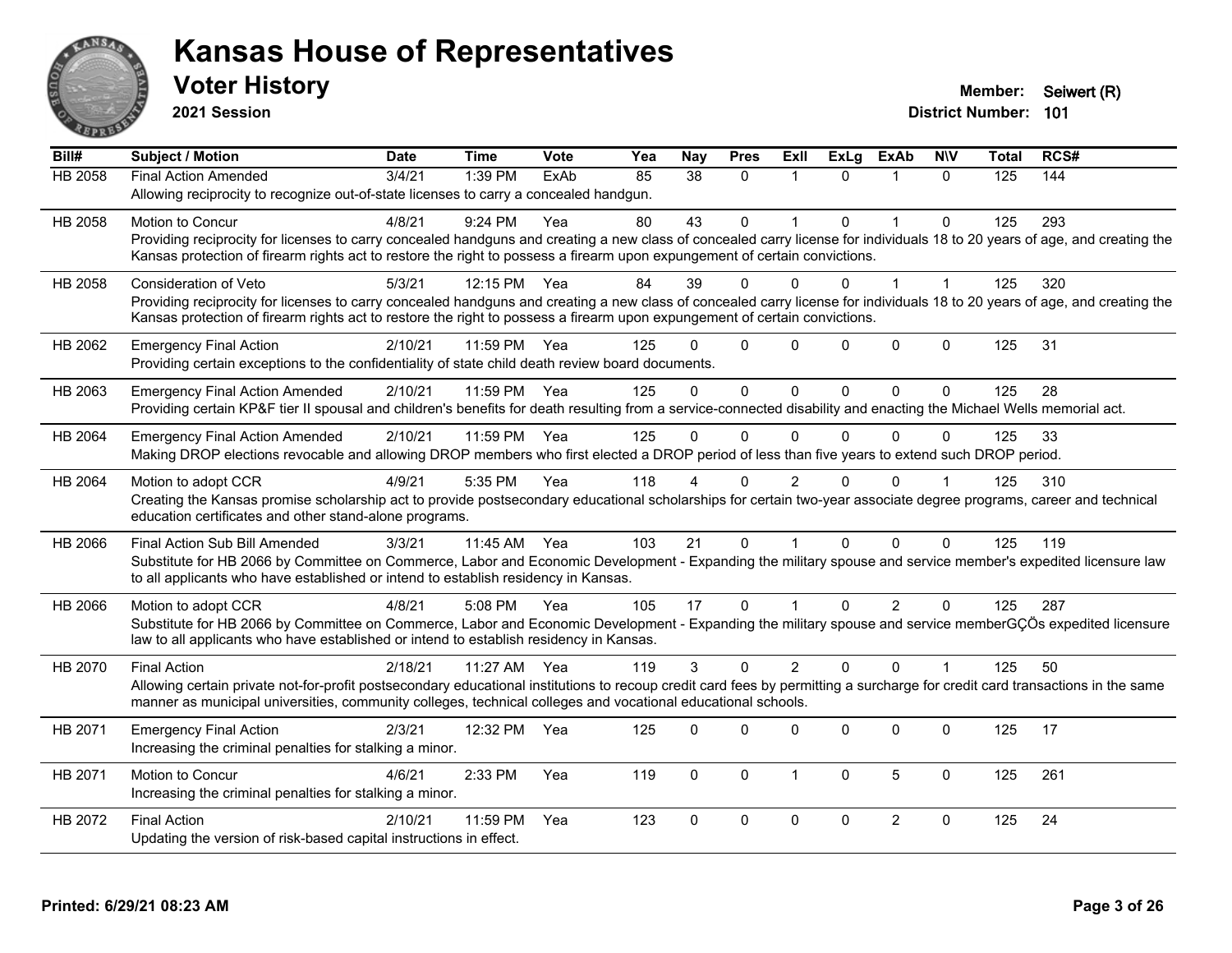# Kansas House of Representatives

## Voter History

**2021 Session**

**Member:** Seiwert (R)
**District Number:** 101

| Bill# | Subject / Motion | Date | Time | Vote | Yea | Nay | Pres | ExII | ExLg | ExAb | N\V | Total | RCS# |
|---|---|---|---|---|---|---|---|---|---|---|---|---|---|
| HB 2058 | Final Action Amended | 3/4/21 | 1:39 PM | ExAb | 85 | 38 | 0 | 1 | 0 | 1 | 0 | 125 | 144 |
| | Allowing reciprocity to recognize out-of-state licenses to carry a concealed handgun. | | | | | | | | | | | | |
| HB 2058 | Motion to Concur | 4/8/21 | 9:24 PM | Yea | 80 | 43 | 0 | 1 | 0 | 1 | 0 | 125 | 293 |
| | Providing reciprocity for licenses to carry concealed handguns and creating a new class of concealed carry license for individuals 18 to 20 years of age, and creating the Kansas protection of firearm rights act to restore the right to possess a firearm upon expungement of certain convictions. | | | | | | | | | | | | |
| HB 2058 | Consideration of Veto | 5/3/21 | 12:15 PM | Yea | 84 | 39 | 0 | 0 | 0 | 1 | 1 | 125 | 320 |
| | Providing reciprocity for licenses to carry concealed handguns and creating a new class of concealed carry license for individuals 18 to 20 years of age, and creating the Kansas protection of firearm rights act to restore the right to possess a firearm upon expungement of certain convictions. | | | | | | | | | | | | |
| HB 2062 | Emergency Final Action | 2/10/21 | 11:59 PM | Yea | 125 | 0 | 0 | 0 | 0 | 0 | 0 | 125 | 31 |
| | Providing certain exceptions to the confidentiality of state child death review board documents. | | | | | | | | | | | | |
| HB 2063 | Emergency Final Action Amended | 2/10/21 | 11:59 PM | Yea | 125 | 0 | 0 | 0 | 0 | 0 | 0 | 125 | 28 |
| | Providing certain KP&F tier II spousal and children's benefits for death resulting from a service-connected disability and enacting the Michael Wells memorial act. | | | | | | | | | | | | |
| HB 2064 | Emergency Final Action Amended | 2/10/21 | 11:59 PM | Yea | 125 | 0 | 0 | 0 | 0 | 0 | 0 | 125 | 33 |
| | Making DROP elections revocable and allowing DROP members who first elected a DROP period of less than five years to extend such DROP period. | | | | | | | | | | | | |
| HB 2064 | Motion to adopt CCR | 4/9/21 | 5:35 PM | Yea | 118 | 4 | 0 | 2 | 0 | 0 | 1 | 125 | 310 |
| | Creating the Kansas promise scholarship act to provide postsecondary educational scholarships for certain two-year associate degree programs, career and technical education certificates and other stand-alone programs. | | | | | | | | | | | | |
| HB 2066 | Final Action Sub Bill Amended | 3/3/21 | 11:45 AM | Yea | 103 | 21 | 0 | 1 | 0 | 0 | 0 | 125 | 119 |
| | Substitute for HB 2066 by Committee on Commerce, Labor and Economic Development - Expanding the military spouse and service member's expedited licensure law to all applicants who have established or intend to establish residency in Kansas. | | | | | | | | | | | | |
| HB 2066 | Motion to adopt CCR | 4/8/21 | 5:08 PM | Yea | 105 | 17 | 0 | 1 | 0 | 2 | 0 | 125 | 287 |
| | Substitute for HB 2066 by Committee on Commerce, Labor and Economic Development - Expanding the military spouse and service memberGÇÖs expedited licensure law to all applicants who have established or intend to establish residency in Kansas. | | | | | | | | | | | | |
| HB 2070 | Final Action | 2/18/21 | 11:27 AM | Yea | 119 | 3 | 0 | 2 | 0 | 0 | 1 | 125 | 50 |
| | Allowing certain private not-for-profit postsecondary educational institutions to recoup credit card fees by permitting a surcharge for credit card transactions in the same manner as municipal universities, community colleges, technical colleges and vocational educational schools. | | | | | | | | | | | | |
| HB 2071 | Emergency Final Action | 2/3/21 | 12:32 PM | Yea | 125 | 0 | 0 | 0 | 0 | 0 | 0 | 125 | 17 |
| | Increasing the criminal penalties for stalking a minor. | | | | | | | | | | | | |
| HB 2071 | Motion to Concur | 4/6/21 | 2:33 PM | Yea | 119 | 0 | 0 | 1 | 0 | 5 | 0 | 125 | 261 |
| | Increasing the criminal penalties for stalking a minor. | | | | | | | | | | | | |
| HB 2072 | Final Action | 2/10/21 | 11:59 PM | Yea | 123 | 0 | 0 | 0 | 0 | 2 | 0 | 125 | 24 |
| | Updating the version of risk-based capital instructions in effect. | | | | | | | | | | | | |

**Printed: 6/29/21 08:23 AM**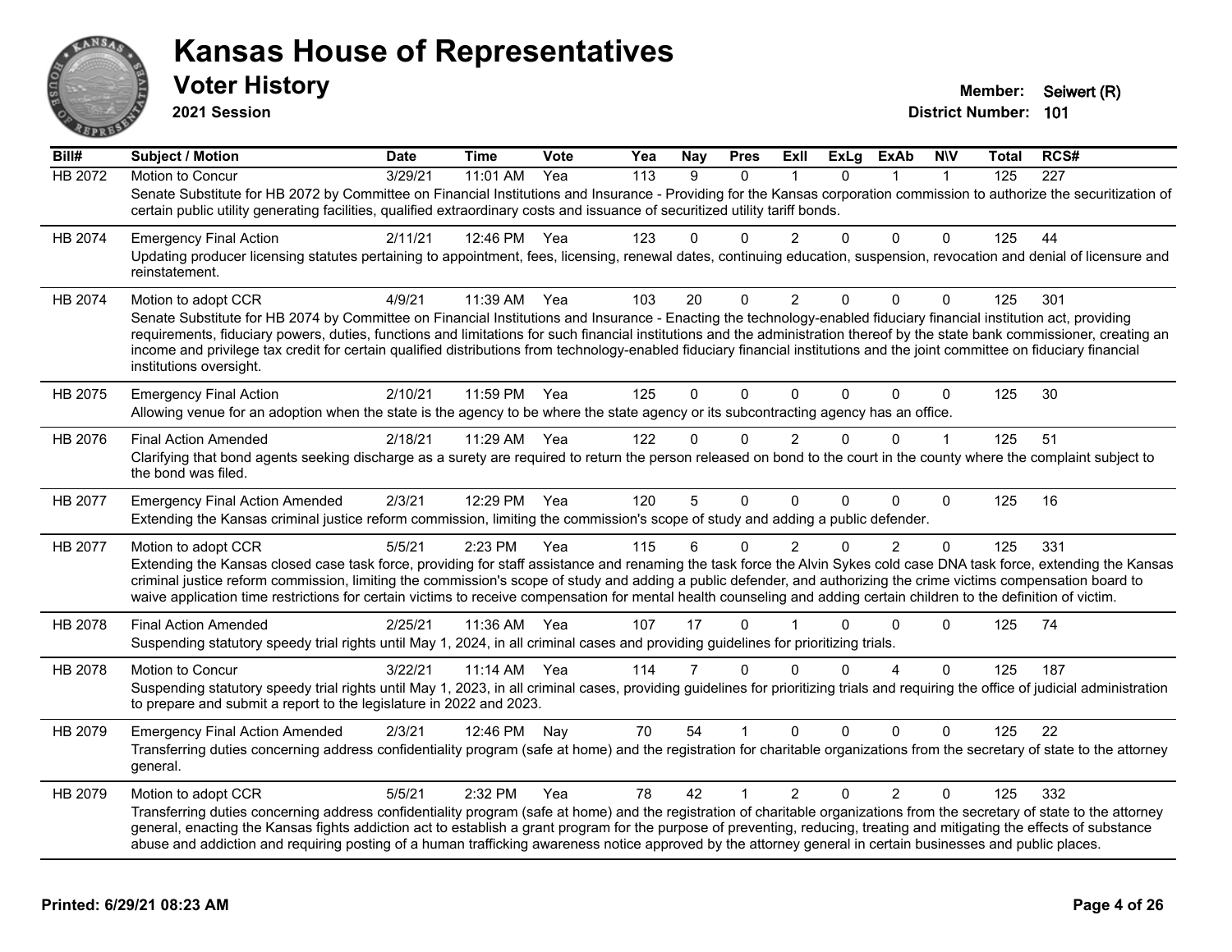# Kansas House of Representatives

## Voter History

**2021 Session**

**Member:** Seiwert (R)
**District Number:** 101

| Bill# | Subject / Motion | Date | Time | Vote | Yea | Nay | Pres | ExII | ExLg | ExAb | N\V | Total | RCS# |
|---|---|---|---|---|---|---|---|---|---|---|---|---|---|
| HB 2072 | Motion to Concur | 3/29/21 | 11:01 AM | Yea | 113 | 9 | 0 | 1 | 0 | 1 | 1 | 125 | 227 |
| | Senate Substitute for HB 2072 by Committee on Financial Institutions and Insurance - Providing for the Kansas corporation commission to authorize the securitization of certain public utility generating facilities, qualified extraordinary costs and issuance of securitized utility tariff bonds. | | | | | | | | | | | | |
| HB 2074 | Emergency Final Action | 2/11/21 | 12:46 PM | Yea | 123 | 0 | 0 | 2 | 0 | 0 | 0 | 125 | 44 |
| | Updating producer licensing statutes pertaining to appointment, fees, licensing, renewal dates, continuing education, suspension, revocation and denial of licensure and reinstatement. | | | | | | | | | | | | |
| HB 2074 | Motion to adopt CCR | 4/9/21 | 11:39 AM | Yea | 103 | 20 | 0 | 2 | 0 | 0 | 0 | 125 | 301 |
| | Senate Substitute for HB 2074 by Committee on Financial Institutions and Insurance - Enacting the technology-enabled fiduciary financial institution act, providing requirements, fiduciary powers, duties, functions and limitations for such financial institutions and the administration thereof by the state bank commissioner, creating an income and privilege tax credit for certain qualified distributions from technology-enabled fiduciary financial institutions and the joint committee on fiduciary financial institutions oversight. | | | | | | | | | | | | |
| HB 2075 | Emergency Final Action | 2/10/21 | 11:59 PM | Yea | 125 | 0 | 0 | 0 | 0 | 0 | 0 | 125 | 30 |
| | Allowing venue for an adoption when the state is the agency to be where the state agency or its subcontracting agency has an office. | | | | | | | | | | | | |
| HB 2076 | Final Action Amended | 2/18/21 | 11:29 AM | Yea | 122 | 0 | 0 | 2 | 0 | 0 | 1 | 125 | 51 |
| | Clarifying that bond agents seeking discharge as a surety are required to return the person released on bond to the court in the county where the complaint subject to the bond was filed. | | | | | | | | | | | | |
| HB 2077 | Emergency Final Action Amended | 2/3/21 | 12:29 PM | Yea | 120 | 5 | 0 | 0 | 0 | 0 | 0 | 125 | 16 |
| | Extending the Kansas criminal justice reform commission, limiting the commission's scope of study and adding a public defender. | | | | | | | | | | | | |
| HB 2077 | Motion to adopt CCR | 5/5/21 | 2:23 PM | Yea | 115 | 6 | 0 | 2 | 0 | 2 | 0 | 125 | 331 |
| | Extending the Kansas closed case task force, providing for staff assistance and renaming the task force the Alvin Sykes cold case DNA task force, extending the Kansas criminal justice reform commission, limiting the commission's scope of study and adding a public defender, and authorizing the crime victims compensation board to waive application time restrictions for certain victims to receive compensation for mental health counseling and adding certain children to the definition of victim. | | | | | | | | | | | | |
| HB 2078 | Final Action Amended | 2/25/21 | 11:36 AM | Yea | 107 | 17 | 0 | 1 | 0 | 0 | 0 | 125 | 74 |
| | Suspending statutory speedy trial rights until May 1, 2024, in all criminal cases and providing guidelines for prioritizing trials. | | | | | | | | | | | | |
| HB 2078 | Motion to Concur | 3/22/21 | 11:14 AM | Yea | 114 | 7 | 0 | 0 | 0 | 4 | 0 | 125 | 187 |
| | Suspending statutory speedy trial rights until May 1, 2023, in all criminal cases, providing guidelines for prioritizing trials and requiring the office of judicial administration to prepare and submit a report to the legislature in 2022 and 2023. | | | | | | | | | | | | |
| HB 2079 | Emergency Final Action Amended | 2/3/21 | 12:46 PM | Nay | 70 | 54 | 1 | 0 | 0 | 0 | 0 | 125 | 22 |
| | Transferring duties concerning address confidentiality program (safe at home) and the registration for charitable organizations from the secretary of state to the attorney general. | | | | | | | | | | | | |
| HB 2079 | Motion to adopt CCR | 5/5/21 | 2:32 PM | Yea | 78 | 42 | 1 | 2 | 0 | 2 | 0 | 125 | 332 |
| | Transferring duties concerning address confidentiality program (safe at home) and the registration of charitable organizations from the secretary of state to the attorney general, enacting the Kansas fights addiction act to establish a grant program for the purpose of preventing, reducing, treating and mitigating the effects of substance abuse and addiction and requiring posting of a human trafficking awareness notice approved by the attorney general in certain businesses and public places. | | | | | | | | | | | | |

**Printed: 6/29/21 08:23 AM**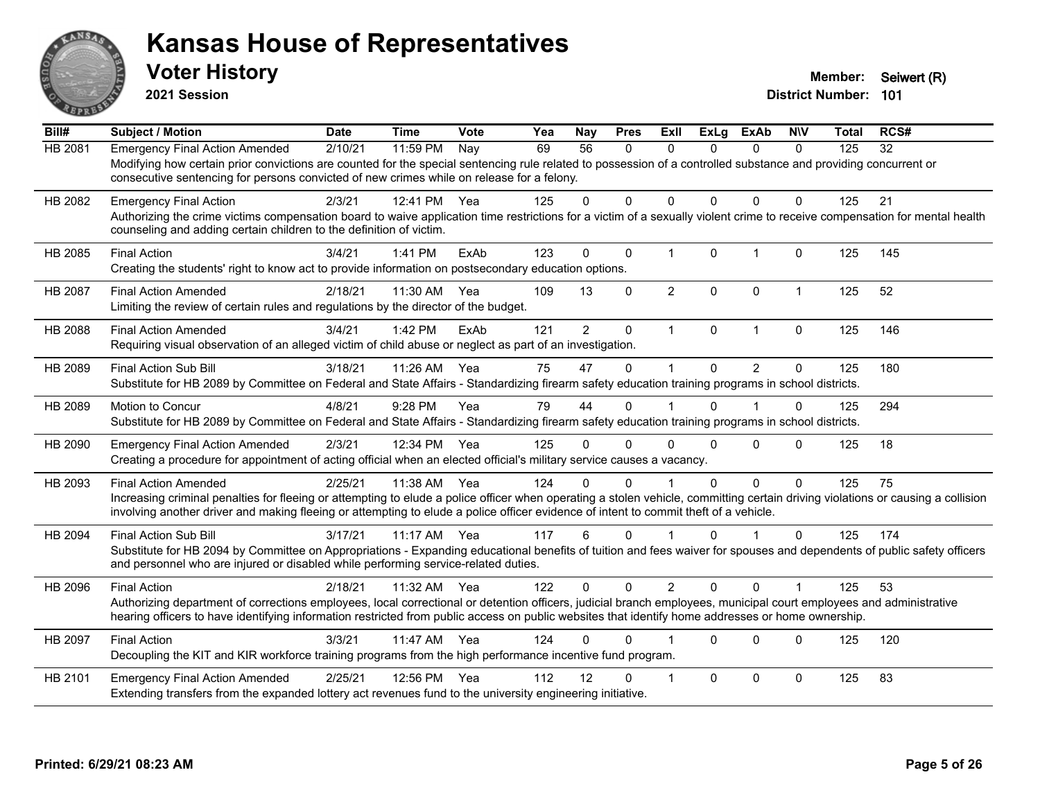# Kansas House of Representatives

## Voter History

**2021 Session**

**Member:** Seiwert (R)
**District Number:** 101

| Bill# | Subject / Motion | Date | Time | Vote | Yea | Nay | Pres | ExII | ExLg | ExAb | N\V | Total | RCS# |
|---|---|---|---|---|---|---|---|---|---|---|---|---|---|
| HB 2081 | Emergency Final Action Amended | 2/10/21 | 11:59 PM | Nay | 69 | 56 | 0 | 0 | 0 | 0 | 0 | 125 | 32 |
| | Modifying how certain prior convictions are counted for the special sentencing rule related to possession of a controlled substance and providing concurrent or consecutive sentencing for persons convicted of new crimes while on release for a felony. | | | | | | | | | | | | |
| HB 2082 | Emergency Final Action | 2/3/21 | 12:41 PM | Yea | 125 | 0 | 0 | 0 | 0 | 0 | 0 | 125 | 21 |
| | Authorizing the crime victims compensation board to waive application time restrictions for a victim of a sexually violent crime to receive compensation for mental health counseling and adding certain children to the definition of victim. | | | | | | | | | | | | |
| HB 2085 | Final Action | 3/4/21 | 1:41 PM | ExAb | 123 | 0 | 0 | 1 | 0 | 1 | 0 | 125 | 145 |
| | Creating the students' right to know act to provide information on postsecondary education options. | | | | | | | | | | | | |
| HB 2087 | Final Action Amended | 2/18/21 | 11:30 AM | Yea | 109 | 13 | 0 | 2 | 0 | 0 | 1 | 125 | 52 |
| | Limiting the review of certain rules and regulations by the director of the budget. | | | | | | | | | | | | |
| HB 2088 | Final Action Amended | 3/4/21 | 1:42 PM | ExAb | 121 | 2 | 0 | 1 | 0 | 1 | 0 | 125 | 146 |
| | Requiring visual observation of an alleged victim of child abuse or neglect as part of an investigation. | | | | | | | | | | | | |
| HB 2089 | Final Action Sub Bill | 3/18/21 | 11:26 AM | Yea | 75 | 47 | 0 | 1 | 0 | 2 | 0 | 125 | 180 |
| | Substitute for HB 2089 by Committee on Federal and State Affairs - Standardizing firearm safety education training programs in school districts. | | | | | | | | | | | | |
| HB 2089 | Motion to Concur | 4/8/21 | 9:28 PM | Yea | 79 | 44 | 0 | 1 | 0 | 1 | 0 | 125 | 294 |
| | Substitute for HB 2089 by Committee on Federal and State Affairs - Standardizing firearm safety education training programs in school districts. | | | | | | | | | | | | |
| HB 2090 | Emergency Final Action Amended | 2/3/21 | 12:34 PM | Yea | 125 | 0 | 0 | 0 | 0 | 0 | 0 | 125 | 18 |
| | Creating a procedure for appointment of acting official when an elected official's military service causes a vacancy. | | | | | | | | | | | | |
| HB 2093 | Final Action Amended | 2/25/21 | 11:38 AM | Yea | 124 | 0 | 0 | 1 | 0 | 0 | 0 | 125 | 75 |
| | Increasing criminal penalties for fleeing or attempting to elude a police officer when operating a stolen vehicle, committing certain driving violations or causing a collision involving another driver and making fleeing or attempting to elude a police officer evidence of intent to commit theft of a vehicle. | | | | | | | | | | | | |
| HB 2094 | Final Action Sub Bill | 3/17/21 | 11:17 AM | Yea | 117 | 6 | 0 | 1 | 0 | 1 | 0 | 125 | 174 |
| | Substitute for HB 2094 by Committee on Appropriations - Expanding educational benefits of tuition and fees waiver for spouses and dependents of public safety officers and personnel who are injured or disabled while performing service-related duties. | | | | | | | | | | | | |
| HB 2096 | Final Action | 2/18/21 | 11:32 AM | Yea | 122 | 0 | 0 | 2 | 0 | 0 | 1 | 125 | 53 |
| | Authorizing department of corrections employees, local correctional or detention officers, judicial branch employees, municipal court employees and administrative hearing officers to have identifying information restricted from public access on public websites that identify home addresses or home ownership. | | | | | | | | | | | | |
| HB 2097 | Final Action | 3/3/21 | 11:47 AM | Yea | 124 | 0 | 0 | 1 | 0 | 0 | 0 | 125 | 120 |
| | Decoupling the KIT and KIR workforce training programs from the high performance incentive fund program. | | | | | | | | | | | | |
| HB 2101 | Emergency Final Action Amended | 2/25/21 | 12:56 PM | Yea | 112 | 12 | 0 | 1 | 0 | 0 | 0 | 125 | 83 |
| | Extending transfers from the expanded lottery act revenues fund to the university engineering initiative. | | | | | | | | | | | | |

Printed: 6/29/21 08:23 AM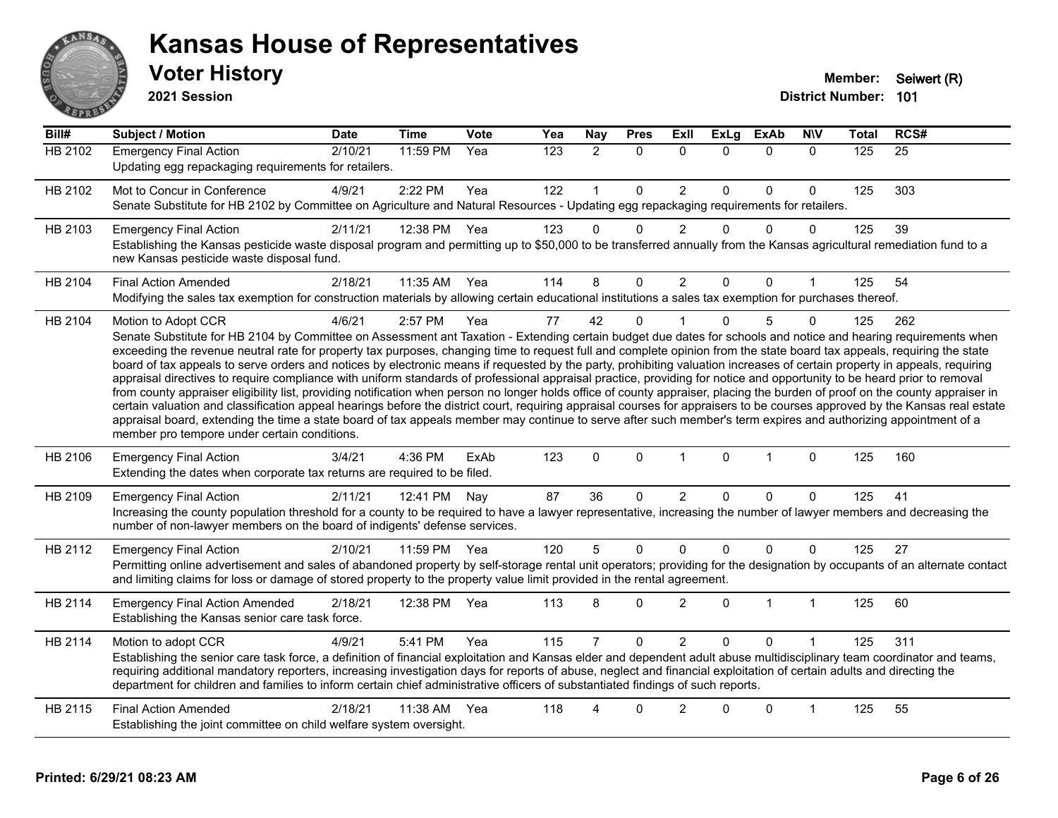# Kansas House of Representatives

## Voter History

**2021 Session**

**Member:** Seiwert (R)
**District Number:** 101

| Bill# | Subject / Motion | Date | Time | Vote | Yea | Nay | Pres | ExII | ExLg | ExAb | N\V | Total | RCS# |
|---|---|---|---|---|---|---|---|---|---|---|---|---|---|
| HB 2102 | Emergency Final Action | 2/10/21 | 11:59 PM | Yea | 123 | 2 | 0 | 0 | 0 | 0 | 0 | 125 | 25 |
| | Updating egg repackaging requirements for retailers. | | | | | | | | | | | | |
| HB 2102 | Mot to Concur in Conference | 4/9/21 | 2:22 PM | Yea | 122 | 1 | 0 | 2 | 0 | 0 | 0 | 125 | 303 |
| | Senate Substitute for HB 2102 by Committee on Agriculture and Natural Resources - Updating egg repackaging requirements for retailers. | | | | | | | | | | | | |
| HB 2103 | Emergency Final Action | 2/11/21 | 12:38 PM | Yea | 123 | 0 | 0 | 2 | 0 | 0 | 0 | 125 | 39 |
| | Establishing the Kansas pesticide waste disposal program and permitting up to $50,000 to be transferred annually from the Kansas agricultural remediation fund to a new Kansas pesticide waste disposal fund. | | | | | | | | | | | | |
| HB 2104 | Final Action Amended | 2/18/21 | 11:35 AM | Yea | 114 | 8 | 0 | 2 | 0 | 0 | 1 | 125 | 54 |
| | Modifying the sales tax exemption for construction materials by allowing certain educational institutions a sales tax exemption for purchases thereof. | | | | | | | | | | | | |
| HB 2104 | Motion to Adopt CCR | 4/6/21 | 2:57 PM | Yea | 77 | 42 | 0 | 1 | 0 | 5 | 0 | 125 | 262 |
| | Senate Substitute for HB 2104 by Committee on Assessment ant Taxation - Extending certain budget due dates for schools and notice and hearing requirements when exceeding the revenue neutral rate for property tax purposes, changing time to request full and complete opinion from the state board tax appeals, requiring the state board of tax appeals to serve orders and notices by electronic means if requested by the party, prohibiting valuation increases of certain property in appeals, requiring appraisal directives to require compliance with uniform standards of professional appraisal practice, providing for notice and opportunity to be heard prior to removal from county appraiser eligibility list, providing notification when person no longer holds office of county appraiser, placing the burden of proof on the county appraiser in certain valuation and classification appeal hearings before the district court, requiring appraisal courses for appraisers to be courses approved by the Kansas real estate appraisal board, extending the time a state board of tax appeals member may continue to serve after such member's term expires and authorizing appointment of a member pro tempore under certain conditions. | | | | | | | | | | | | |
| HB 2106 | Emergency Final Action | 3/4/21 | 4:36 PM | ExAb | 123 | 0 | 0 | 1 | 0 | 1 | 0 | 125 | 160 |
| | Extending the dates when corporate tax returns are required to be filed. | | | | | | | | | | | | |
| HB 2109 | Emergency Final Action | 2/11/21 | 12:41 PM | Nay | 87 | 36 | 0 | 2 | 0 | 0 | 0 | 125 | 41 |
| | Increasing the county population threshold for a county to be required to have a lawyer representative, increasing the number of lawyer members and decreasing the number of non-lawyer members on the board of indigents' defense services. | | | | | | | | | | | | |
| HB 2112 | Emergency Final Action | 2/10/21 | 11:59 PM | Yea | 120 | 5 | 0 | 0 | 0 | 0 | 0 | 125 | 27 |
| | Permitting online advertisement and sales of abandoned property by self-storage rental unit operators; providing for the designation by occupants of an alternate contact and limiting claims for loss or damage of stored property to the property value limit provided in the rental agreement. | | | | | | | | | | | | |
| HB 2114 | Emergency Final Action Amended | 2/18/21 | 12:38 PM | Yea | 113 | 8 | 0 | 2 | 0 | 1 | 1 | 125 | 60 |
| | Establishing the Kansas senior care task force. | | | | | | | | | | | | |
| HB 2114 | Motion to adopt CCR | 4/9/21 | 5:41 PM | Yea | 115 | 7 | 0 | 2 | 0 | 0 | 1 | 125 | 311 |
| | Establishing the senior care task force, a definition of financial exploitation and Kansas elder and dependent adult abuse multidisciplinary team coordinator and teams, requiring additional mandatory reporters, increasing investigation days for reports of abuse, neglect and financial exploitation of certain adults and directing the department for children and families to inform certain chief administrative officers of substantiated findings of such reports. | | | | | | | | | | | | |
| HB 2115 | Final Action Amended | 2/18/21 | 11:38 AM | Yea | 118 | 4 | 0 | 2 | 0 | 0 | 1 | 125 | 55 |
| | Establishing the joint committee on child welfare system oversight. | | | | | | | | | | | | |

**Printed: 6/29/21 08:23 AM**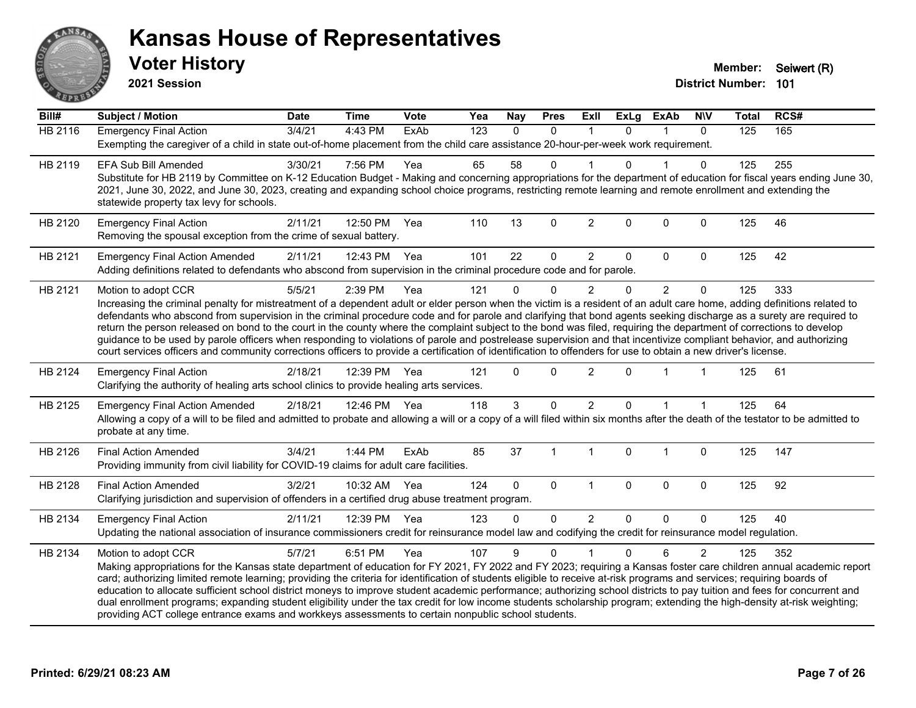# Kansas House of Representatives

## Voter History

**2021 Session**

**Member:** Seiwert (R)
**District Number:** 101

| Bill# | Subject / Motion | Date | Time | Vote | Yea | Nay | Pres | ExII | ExLg | ExAb | N\V | Total | RCS# |
|---|---|---|---|---|---|---|---|---|---|---|---|---|---|
| HB 2116 | Emergency Final Action | 3/4/21 | 4:43 PM | ExAb | 123 | 0 | 0 | 1 | 0 | 1 | 0 | 125 | 165 |
| | Exempting the caregiver of a child in state out-of-home placement from the child care assistance 20-hour-per-week work requirement. | | | | | | | | | | | | |
| HB 2119 | EFA Sub Bill Amended | 3/30/21 | 7:56 PM | Yea | 65 | 58 | 0 | 1 | 0 | 1 | 0 | 125 | 255 |
| | Substitute for HB 2119 by Committee on K-12 Education Budget - Making and concerning appropriations for the department of education for fiscal years ending June 30, 2021, June 30, 2022, and June 30, 2023, creating and expanding school choice programs, restricting remote learning and remote enrollment and extending the statewide property tax levy for schools. | | | | | | | | | | | | |
| HB 2120 | Emergency Final Action | 2/11/21 | 12:50 PM | Yea | 110 | 13 | 0 | 2 | 0 | 0 | 0 | 125 | 46 |
| | Removing the spousal exception from the crime of sexual battery. | | | | | | | | | | | | |
| HB 2121 | Emergency Final Action Amended | 2/11/21 | 12:43 PM | Yea | 101 | 22 | 0 | 2 | 0 | 0 | 0 | 125 | 42 |
| | Adding definitions related to defendants who abscond from supervision in the criminal procedure code and for parole. | | | | | | | | | | | | |
| HB 2121 | Motion to adopt CCR | 5/5/21 | 2:39 PM | Yea | 121 | 0 | 0 | 2 | 0 | 2 | 0 | 125 | 333 |
| | Increasing the criminal penalty for mistreatment of a dependent adult or elder person when the victim is a resident of an adult care home, adding definitions related to defendants who abscond from supervision in the criminal procedure code and for parole and clarifying that bond agents seeking discharge as a surety are required to return the person released on bond to the court in the county where the complaint subject to the bond was filed, requiring the department of corrections to develop guidance to be used by parole officers when responding to violations of parole and postrelease supervision and that incentivize compliant behavior, and authorizing court services officers and community corrections officers to provide a certification of identification to offenders for use to obtain a new driver's license. | | | | | | | | | | | | |
| HB 2124 | Emergency Final Action | 2/18/21 | 12:39 PM | Yea | 121 | 0 | 0 | 2 | 0 | 1 | 1 | 125 | 61 |
| | Clarifying the authority of healing arts school clinics to provide healing arts services. | | | | | | | | | | | | |
| HB 2125 | Emergency Final Action Amended | 2/18/21 | 12:46 PM | Yea | 118 | 3 | 0 | 2 | 0 | 1 | 1 | 125 | 64 |
| | Allowing a copy of a will to be filed and admitted to probate and allowing a will or a copy of a will filed within six months after the death of the testator to be admitted to probate at any time. | | | | | | | | | | | | |
| HB 2126 | Final Action Amended | 3/4/21 | 1:44 PM | ExAb | 85 | 37 | 1 | 1 | 0 | 1 | 0 | 125 | 147 |
| | Providing immunity from civil liability for COVID-19 claims for adult care facilities. | | | | | | | | | | | | |
| HB 2128 | Final Action Amended | 3/2/21 | 10:32 AM | Yea | 124 | 0 | 0 | 1 | 0 | 0 | 0 | 125 | 92 |
| | Clarifying jurisdiction and supervision of offenders in a certified drug abuse treatment program. | | | | | | | | | | | | |
| HB 2134 | Emergency Final Action | 2/11/21 | 12:39 PM | Yea | 123 | 0 | 0 | 2 | 0 | 0 | 0 | 125 | 40 |
| | Updating the national association of insurance commissioners credit for reinsurance model law and codifying the credit for reinsurance model regulation. | | | | | | | | | | | | |
| HB 2134 | Motion to adopt CCR | 5/7/21 | 6:51 PM | Yea | 107 | 9 | 0 | 1 | 0 | 6 | 2 | 125 | 352 |
| | Making appropriations for the Kansas state department of education for FY 2021, FY 2022 and FY 2023; requiring a Kansas foster care children annual academic report card; authorizing limited remote learning; providing the criteria for identification of students eligible to receive at-risk programs and services; requiring boards of education to allocate sufficient school district moneys to improve student academic performance; authorizing school districts to pay tuition and fees for concurrent and dual enrollment programs; expanding student eligibility under the tax credit for low income students scholarship program; extending the high-density at-risk weighting; providing ACT college entrance exams and workkeys assessments to certain nonpublic school students. | | | | | | | | | | | | |

**Printed: 6/29/21 08:23 AM**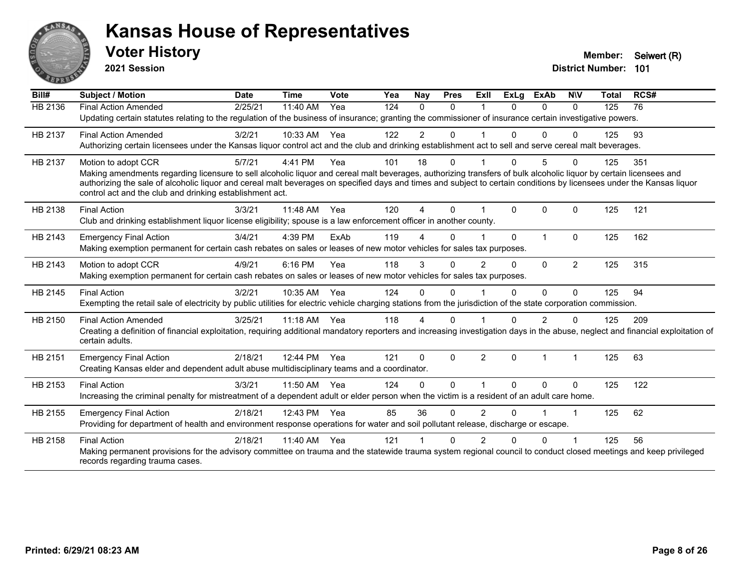# Kansas House of Representatives

## Voter History

**2021 Session**

**Member:** Seiwert (R)
**District Number:** 101

| Bill# | Subject / Motion | Date | Time | Vote | Yea | Nay | Pres | ExII | ExLg | ExAb | N\V | Total | RCS# |
|---|---|---|---|---|---|---|---|---|---|---|---|---|---|
| HB 2136 | Final Action Amended | 2/25/21 | 11:40 AM | Yea | 124 | 0 | 0 | 1 | 0 | 0 | 0 | 125 | 76 |
| | Updating certain statutes relating to the regulation of the business of insurance; granting the commissioner of insurance certain investigative powers. | | | | | | | | | | | | |
| HB 2137 | Final Action Amended | 3/2/21 | 10:33 AM | Yea | 122 | 2 | 0 | 1 | 0 | 0 | 0 | 125 | 93 |
| | Authorizing certain licensees under the Kansas liquor control act and the club and drinking establishment act to sell and serve cereal malt beverages. | | | | | | | | | | | | |
| HB 2137 | Motion to adopt CCR | 5/7/21 | 4:41 PM | Yea | 101 | 18 | 0 | 1 | 0 | 5 | 0 | 125 | 351 |
| | Making amendments regarding licensure to sell alcoholic liquor and cereal malt beverages, authorizing transfers of bulk alcoholic liquor by certain licensees and authorizing the sale of alcoholic liquor and cereal malt beverages on specified days and times and subject to certain conditions by licensees under the Kansas liquor control act and the club and drinking establishment act. | | | | | | | | | | | | |
| HB 2138 | Final Action | 3/3/21 | 11:48 AM | Yea | 120 | 4 | 0 | 1 | 0 | 0 | 0 | 125 | 121 |
| | Club and drinking establishment liquor license eligibility; spouse is a law enforcement officer in another county. | | | | | | | | | | | | |
| HB 2143 | Emergency Final Action | 3/4/21 | 4:39 PM | ExAb | 119 | 4 | 0 | 1 | 0 | 1 | 0 | 125 | 162 |
| | Making exemption permanent for certain cash rebates on sales or leases of new motor vehicles for sales tax purposes. | | | | | | | | | | | | |
| HB 2143 | Motion to adopt CCR | 4/9/21 | 6:16 PM | Yea | 118 | 3 | 0 | 2 | 0 | 0 | 2 | 125 | 315 |
| | Making exemption permanent for certain cash rebates on sales or leases of new motor vehicles for sales tax purposes. | | | | | | | | | | | | |
| HB 2145 | Final Action | 3/2/21 | 10:35 AM | Yea | 124 | 0 | 0 | 1 | 0 | 0 | 0 | 125 | 94 |
| | Exempting the retail sale of electricity by public utilities for electric vehicle charging stations from the jurisdiction of the state corporation commission. | | | | | | | | | | | | |
| HB 2150 | Final Action Amended | 3/25/21 | 11:18 AM | Yea | 118 | 4 | 0 | 1 | 0 | 2 | 0 | 125 | 209 |
| | Creating a definition of financial exploitation, requiring additional mandatory reporters and increasing investigation days in the abuse, neglect and financial exploitation of certain adults. | | | | | | | | | | | | |
| HB 2151 | Emergency Final Action | 2/18/21 | 12:44 PM | Yea | 121 | 0 | 0 | 2 | 0 | 1 | 1 | 125 | 63 |
| | Creating Kansas elder and dependent adult abuse multidisciplinary teams and a coordinator. | | | | | | | | | | | | |
| HB 2153 | Final Action | 3/3/21 | 11:50 AM | Yea | 124 | 0 | 0 | 1 | 0 | 0 | 0 | 125 | 122 |
| | Increasing the criminal penalty for mistreatment of a dependent adult or elder person when the victim is a resident of an adult care home. | | | | | | | | | | | | |
| HB 2155 | Emergency Final Action | 2/18/21 | 12:43 PM | Yea | 85 | 36 | 0 | 2 | 0 | 1 | 1 | 125 | 62 |
| | Providing for department of health and environment response operations for water and soil pollutant release, discharge or escape. | | | | | | | | | | | | |
| HB 2158 | Final Action | 2/18/21 | 11:40 AM | Yea | 121 | 1 | 0 | 2 | 0 | 0 | 1 | 125 | 56 |
| | Making permanent provisions for the advisory committee on trauma and the statewide trauma system regional council to conduct closed meetings and keep privileged records regarding trauma cases. | | | | | | | | | | | | |

**Printed: 6/29/21 08:23 AM**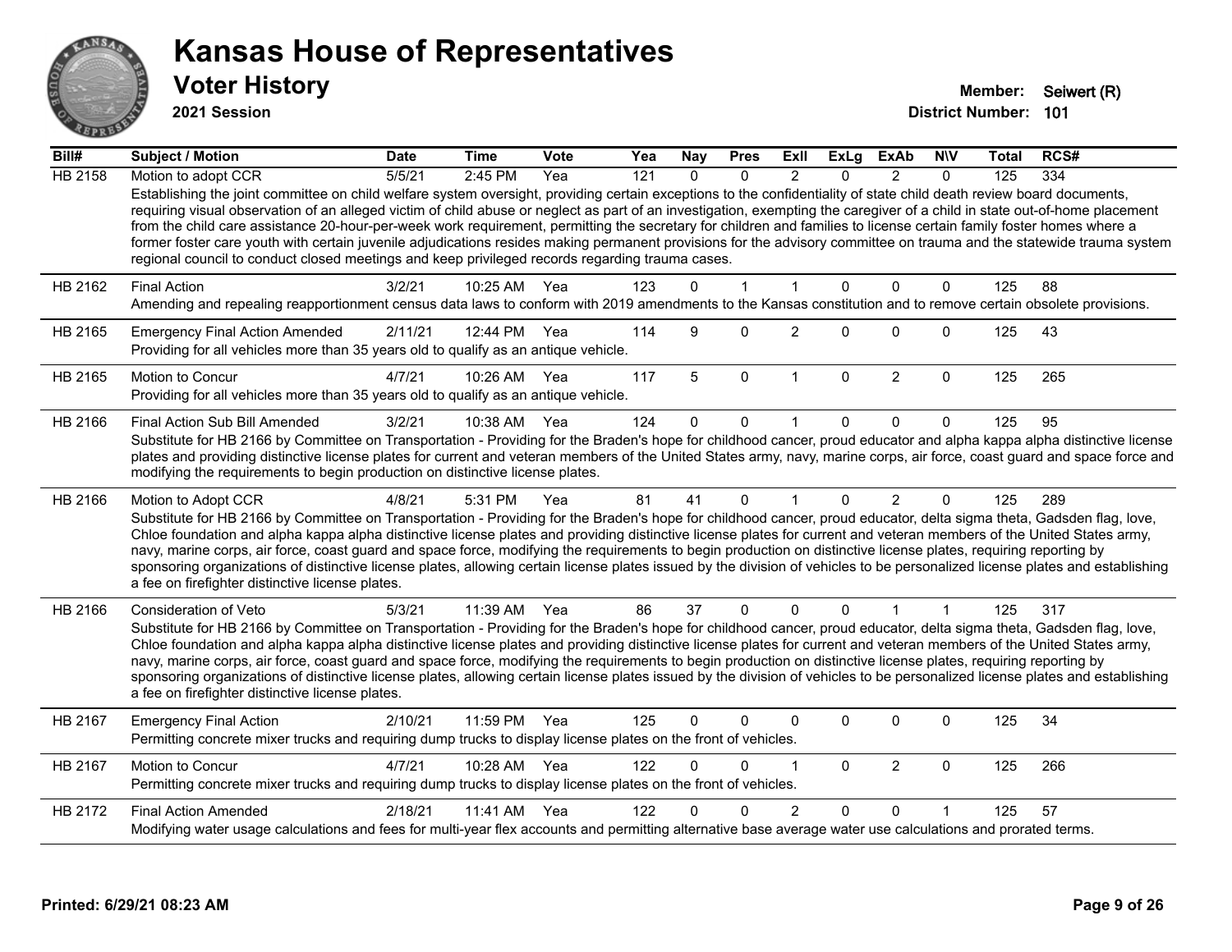# Kansas House of Representatives

## Voter History

**2021 Session**

**Member:** Seiwert (R)
**District Number:** 101

| Bill# | Subject / Motion | Date | Time | Vote | Yea | Nay | Pres | ExlI | ExLg | ExAb | N\V | Total | RCS# |
|---|---|---|---|---|---|---|---|---|---|---|---|---|---|
| HB 2158 | Motion to adopt CCR | 5/5/21 | 2:45 PM | Yea | 121 | 0 | 0 | 2 | 0 | 2 | 0 | 125 | 334 |
| | Establishing the joint committee on child welfare system oversight, providing certain exceptions to the confidentiality of state child death review board documents, requiring visual observation of an alleged victim of child abuse or neglect as part of an investigation, exempting the caregiver of a child in state out-of-home placement from the child care assistance 20-hour-per-week work requirement, permitting the secretary for children and families to license certain family foster homes where a former foster care youth with certain juvenile adjudications resides making permanent provisions for the advisory committee on trauma and the statewide trauma system regional council to conduct closed meetings and keep privileged records regarding trauma cases. | | | | | | | | | | | | |
| HB 2162 | Final Action | 3/2/21 | 10:25 AM | Yea | 123 | 0 | 1 | 1 | 0 | 0 | 0 | 125 | 88 |
| | Amending and repealing reapportionment census data laws to conform with 2019 amendments to the Kansas constitution and to remove certain obsolete provisions. | | | | | | | | | | | | |
| HB 2165 | Emergency Final Action Amended | 2/11/21 | 12:44 PM | Yea | 114 | 9 | 0 | 2 | 0 | 0 | 0 | 125 | 43 |
| | Providing for all vehicles more than 35 years old to qualify as an antique vehicle. | | | | | | | | | | | | |
| HB 2165 | Motion to Concur | 4/7/21 | 10:26 AM | Yea | 117 | 5 | 0 | 1 | 0 | 2 | 0 | 125 | 265 |
| | Providing for all vehicles more than 35 years old to qualify as an antique vehicle. | | | | | | | | | | | | |
| HB 2166 | Final Action Sub Bill Amended | 3/2/21 | 10:38 AM | Yea | 124 | 0 | 0 | 1 | 0 | 0 | 0 | 125 | 95 |
| | Substitute for HB 2166 by Committee on Transportation - Providing for the Braden's hope for childhood cancer, proud educator and alpha kappa alpha distinctive license plates and providing distinctive license plates for current and veteran members of the United States army, navy, marine corps, air force, coast guard and space force and modifying the requirements to begin production on distinctive license plates. | | | | | | | | | | | | |
| HB 2166 | Motion to Adopt CCR | 4/8/21 | 5:31 PM | Yea | 81 | 41 | 0 | 1 | 0 | 2 | 0 | 125 | 289 |
| | Substitute for HB 2166 by Committee on Transportation - Providing for the Braden's hope for childhood cancer, proud educator, delta sigma theta, Gadsden flag, love, Chloe foundation and alpha kappa alpha distinctive license plates and providing distinctive license plates for current and veteran members of the United States army, navy, marine corps, air force, coast guard and space force, modifying the requirements to begin production on distinctive license plates, requiring reporting by sponsoring organizations of distinctive license plates, allowing certain license plates issued by the division of vehicles to be personalized license plates and establishing a fee on firefighter distinctive license plates. | | | | | | | | | | | | |
| HB 2166 | Consideration of Veto | 5/3/21 | 11:39 AM | Yea | 86 | 37 | 0 | 0 | 0 | 1 | 1 | 125 | 317 |
| | Substitute for HB 2166 by Committee on Transportation - Providing for the Braden's hope for childhood cancer, proud educator, delta sigma theta, Gadsden flag, love, Chloe foundation and alpha kappa alpha distinctive license plates and providing distinctive license plates for current and veteran members of the United States army, navy, marine corps, air force, coast guard and space force, modifying the requirements to begin production on distinctive license plates, requiring reporting by sponsoring organizations of distinctive license plates, allowing certain license plates issued by the division of vehicles to be personalized license plates and establishing a fee on firefighter distinctive license plates. | | | | | | | | | | | | |
| HB 2167 | Emergency Final Action | 2/10/21 | 11:59 PM | Yea | 125 | 0 | 0 | 0 | 0 | 0 | 0 | 125 | 34 |
| | Permitting concrete mixer trucks and requiring dump trucks to display license plates on the front of vehicles. | | | | | | | | | | | | |
| HB 2167 | Motion to Concur | 4/7/21 | 10:28 AM | Yea | 122 | 0 | 0 | 1 | 0 | 2 | 0 | 125 | 266 |
| | Permitting concrete mixer trucks and requiring dump trucks to display license plates on the front of vehicles. | | | | | | | | | | | | |
| HB 2172 | Final Action Amended | 2/18/21 | 11:41 AM | Yea | 122 | 0 | 0 | 2 | 0 | 0 | 1 | 125 | 57 |
| | Modifying water usage calculations and fees for multi-year flex accounts and permitting alternative base average water use calculations and prorated terms. | | | | | | | | | | | | |

**Printed: 6/29/21 08:23 AM**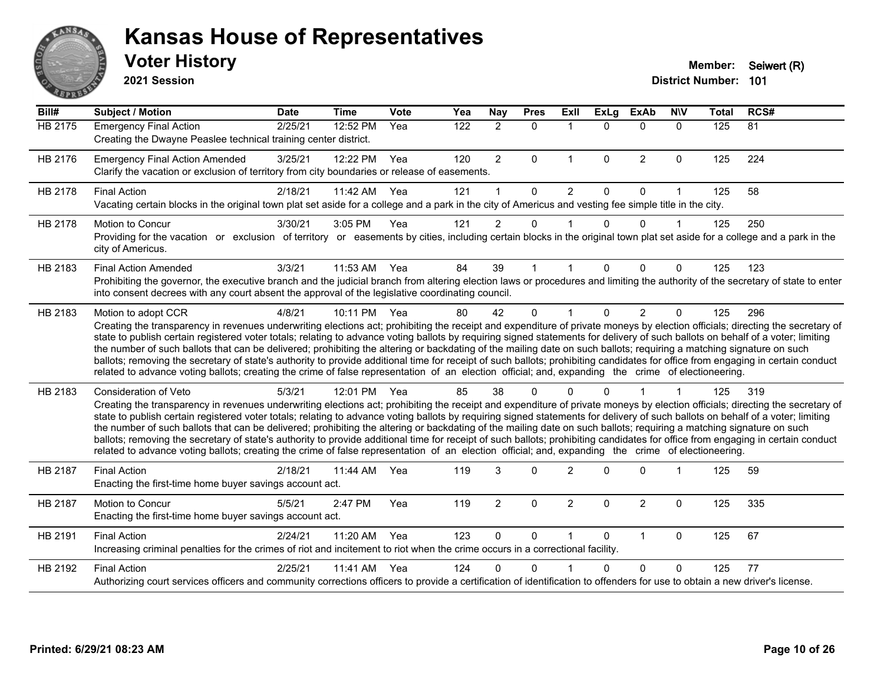# Kansas House of Representatives

## Voter History

**2021 Session**

**Member:** Seiwert (R)
**District Number:** 101

| Bill# | Subject / Motion | Date | Time | Vote | Yea | Nay | Pres | ExII | ExLg | ExAb | N\V | Total | RCS# |
|---|---|---|---|---|---|---|---|---|---|---|---|---|---|
| HB 2175 | Emergency Final Action | 2/25/21 | 12:52 PM | Yea | 122 | 2 | 0 | 1 | 0 | 0 | 0 | 125 | 81 |
| | Creating the Dwayne Peaslee technical training center district. | | | | | | | | | | | | |
| HB 2176 | Emergency Final Action Amended | 3/25/21 | 12:22 PM | Yea | 120 | 2 | 0 | 1 | 0 | 2 | 0 | 125 | 224 |
| | Clarify the vacation or exclusion of territory from city boundaries or release of easements. | | | | | | | | | | | | |
| HB 2178 | Final Action | 2/18/21 | 11:42 AM | Yea | 121 | 1 | 0 | 2 | 0 | 0 | 1 | 125 | 58 |
| | Vacating certain blocks in the original town plat set aside for a college and a park in the city of Americus and vesting fee simple title in the city. | | | | | | | | | | | | |
| HB 2178 | Motion to Concur | 3/30/21 | 3:05 PM | Yea | 121 | 2 | 0 | 1 | 0 | 0 | 1 | 125 | 250 |
| | Providing for the vacation or exclusion of territory or easements by cities, including certain blocks in the original town plat set aside for a college and a park in the city of Americus. | | | | | | | | | | | | |
| HB 2183 | Final Action Amended | 3/3/21 | 11:53 AM | Yea | 84 | 39 | 1 | 1 | 0 | 0 | 0 | 125 | 123 |
| | Prohibiting the governor, the executive branch and the judicial branch from altering election laws or procedures and limiting the authority of the secretary of state to enter into consent decrees with any court absent the approval of the legislative coordinating council. | | | | | | | | | | | | |
| HB 2183 | Motion to adopt CCR | 4/8/21 | 10:11 PM | Yea | 80 | 42 | 0 | 1 | 0 | 2 | 0 | 125 | 296 |
| | Creating the transparency in revenues underwriting elections act; prohibiting the receipt and expenditure of private moneys by election officials; directing the secretary of state to publish certain registered voter totals; relating to advance voting ballots by requiring signed statements for delivery of such ballots on behalf of a voter; limiting the number of such ballots that can be delivered; prohibiting the altering or backdating of the mailing date on such ballots; requiring a matching signature on such ballots; removing the secretary of state's authority to provide additional time for receipt of such ballots; prohibiting candidates for office from engaging in certain conduct related to advance voting ballots; creating the crime of false representation of an election official; and, expanding the crime of electioneering. | | | | | | | | | | | | |
| HB 2183 | Consideration of Veto | 5/3/21 | 12:01 PM | Yea | 85 | 38 | 0 | 0 | 0 | 1 | 1 | 125 | 319 |
| | Creating the transparency in revenues underwriting elections act; prohibiting the receipt and expenditure of private moneys by election officials; directing the secretary of state to publish certain registered voter totals; relating to advance voting ballots by requiring signed statements for delivery of such ballots on behalf of a voter; limiting the number of such ballots that can be delivered; prohibiting the altering or backdating of the mailing date on such ballots; requiring a matching signature on such ballots; removing the secretary of state's authority to provide additional time for receipt of such ballots; prohibiting candidates for office from engaging in certain conduct related to advance voting ballots; creating the crime of false representation of an election official; and, expanding the crime of electioneering. | | | | | | | | | | | | |
| HB 2187 | Final Action | 2/18/21 | 11:44 AM | Yea | 119 | 3 | 0 | 2 | 0 | 0 | 1 | 125 | 59 |
| | Enacting the first-time home buyer savings account act. | | | | | | | | | | | | |
| HB 2187 | Motion to Concur | 5/5/21 | 2:47 PM | Yea | 119 | 2 | 0 | 2 | 0 | 2 | 0 | 125 | 335 |
| | Enacting the first-time home buyer savings account act. | | | | | | | | | | | | |
| HB 2191 | Final Action | 2/24/21 | 11:20 AM | Yea | 123 | 0 | 0 | 1 | 0 | 1 | 0 | 125 | 67 |
| | Increasing criminal penalties for the crimes of riot and incitement to riot when the crime occurs in a correctional facility. | | | | | | | | | | | | |
| HB 2192 | Final Action | 2/25/21 | 11:41 AM | Yea | 124 | 0 | 0 | 1 | 0 | 0 | 0 | 125 | 77 |
| | Authorizing court services officers and community corrections officers to provide a certification of identification to offenders for use to obtain a new driver's license. | | | | | | | | | | | | |

**Printed: 6/29/21 08:23 AM**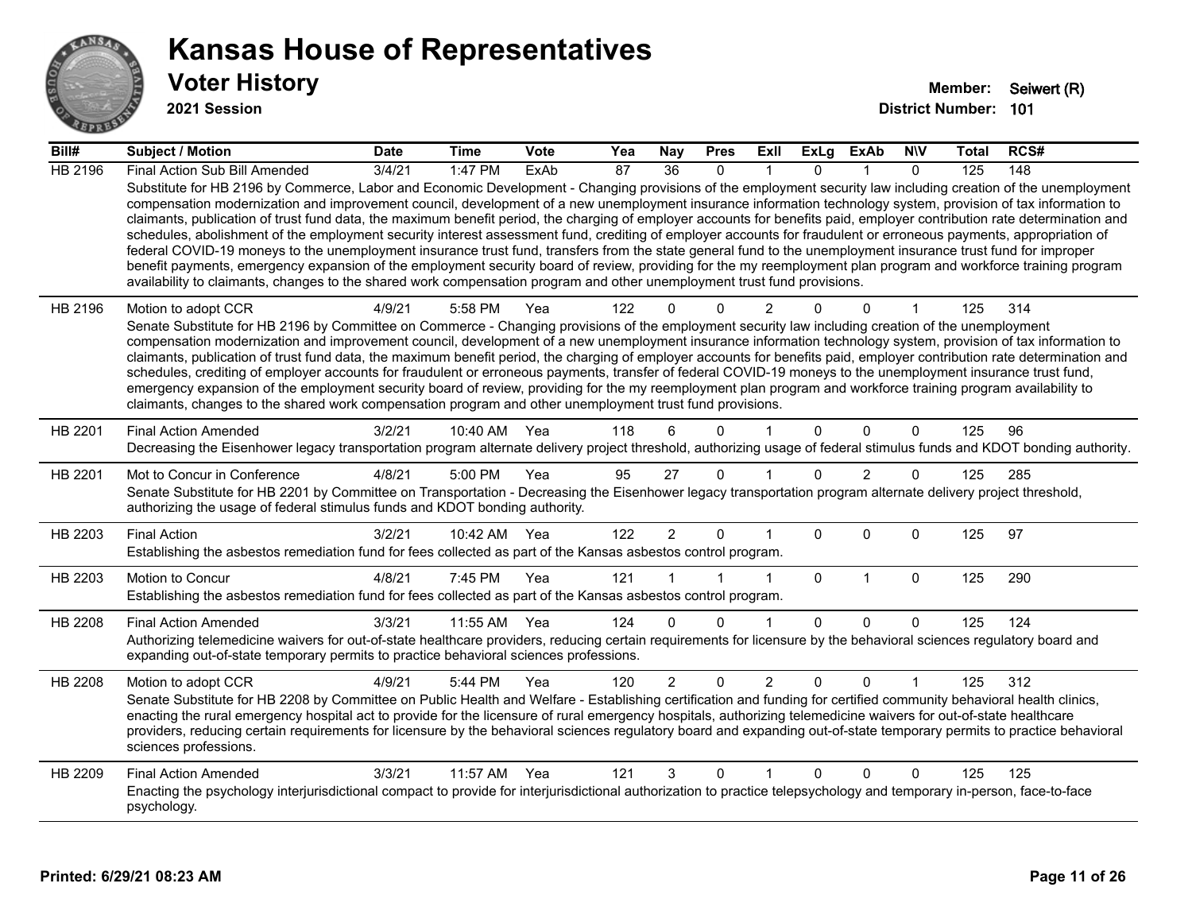# Kansas House of Representatives

## Voter History

**2021 Session**

**Member:** Seiwert (R)
**District Number:** 101

| Bill# | Subject / Motion | Date | Time | Vote | Yea | Nay | Pres | ExII | ExLg | ExAb | N\V | Total | RCS# |
|---|---|---|---|---|---|---|---|---|---|---|---|---|---|
| HB 2196 | Final Action Sub Bill Amended | 3/4/21 | 1:47 PM | ExAb | 87 | 36 | 0 | 1 | 0 | 1 | 0 | 125 | 148 |
| | Substitute for HB 2196 by Commerce, Labor and Economic Development - Changing provisions of the employment security law including creation of the unemployment compensation modernization and improvement council, development of a new unemployment insurance information technology system, provision of tax information to claimants, publication of trust fund data, the maximum benefit period, the charging of employer accounts for benefits paid, employer contribution rate determination and schedules, abolishment of the employment security interest assessment fund, crediting of employer accounts for fraudulent or erroneous payments, appropriation of federal COVID-19 moneys to the unemployment insurance trust fund, transfers from the state general fund to the unemployment insurance trust fund for improper benefit payments, emergency expansion of the employment security board of review, providing for the my reemployment plan program and workforce training program availability to claimants, changes to the shared work compensation program and other unemployment trust fund provisions. | | | | | | | | | | | | |
| HB 2196 | Motion to adopt CCR | 4/9/21 | 5:58 PM | Yea | 122 | 0 | 0 | 2 | 0 | 0 | 1 | 125 | 314 |
| | Senate Substitute for HB 2196 by Committee on Commerce - Changing provisions of the employment security law including creation of the unemployment compensation modernization and improvement council, development of a new unemployment insurance information technology system, provision of tax information to claimants, publication of trust fund data, the maximum benefit period, the charging of employer accounts for benefits paid, employer contribution rate determination and schedules, crediting of employer accounts for fraudulent or erroneous payments, transfer of federal COVID-19 moneys to the unemployment insurance trust fund, emergency expansion of the employment security board of review, providing for the my reemployment plan program and workforce training program availability to claimants, changes to the shared work compensation program and other unemployment trust fund provisions. | | | | | | | | | | | | |
| HB 2201 | Final Action Amended | 3/2/21 | 10:40 AM | Yea | 118 | 6 | 0 | 1 | 0 | 0 | 0 | 125 | 96 |
| | Decreasing the Eisenhower legacy transportation program alternate delivery project threshold, authorizing usage of federal stimulus funds and KDOT bonding authority. | | | | | | | | | | | | |
| HB 2201 | Mot to Concur in Conference | 4/8/21 | 5:00 PM | Yea | 95 | 27 | 0 | 1 | 0 | 2 | 0 | 125 | 285 |
| | Senate Substitute for HB 2201 by Committee on Transportation - Decreasing the Eisenhower legacy transportation program alternate delivery project threshold, authorizing the usage of federal stimulus funds and KDOT bonding authority. | | | | | | | | | | | | |
| HB 2203 | Final Action | 3/2/21 | 10:42 AM | Yea | 122 | 2 | 0 | 1 | 0 | 0 | 0 | 125 | 97 |
| | Establishing the asbestos remediation fund for fees collected as part of the Kansas asbestos control program. | | | | | | | | | | | | |
| HB 2203 | Motion to Concur | 4/8/21 | 7:45 PM | Yea | 121 | 1 | 1 | 1 | 0 | 1 | 0 | 125 | 290 |
| | Establishing the asbestos remediation fund for fees collected as part of the Kansas asbestos control program. | | | | | | | | | | | | |
| HB 2208 | Final Action Amended | 3/3/21 | 11:55 AM | Yea | 124 | 0 | 0 | 1 | 0 | 0 | 0 | 125 | 124 |
| | Authorizing telemedicine waivers for out-of-state healthcare providers, reducing certain requirements for licensure by the behavioral sciences regulatory board and expanding out-of-state temporary permits to practice behavioral sciences professions. | | | | | | | | | | | | |
| HB 2208 | Motion to adopt CCR | 4/9/21 | 5:44 PM | Yea | 120 | 2 | 0 | 2 | 0 | 0 | 1 | 125 | 312 |
| | Senate Substitute for HB 2208 by Committee on Public Health and Welfare - Establishing certification and funding for certified community behavioral health clinics, enacting the rural emergency hospital act to provide for the licensure of rural emergency hospitals, authorizing telemedicine waivers for out-of-state healthcare providers, reducing certain requirements for licensure by the behavioral sciences regulatory board and expanding out-of-state temporary permits to practice behavioral sciences professions. | | | | | | | | | | | | |
| HB 2209 | Final Action Amended | 3/3/21 | 11:57 AM | Yea | 121 | 3 | 0 | 1 | 0 | 0 | 0 | 125 | 125 |
| | Enacting the psychology interjurisdictional compact to provide for interjurisdictional authorization to practice telepsychology and temporary in-person, face-to-face psychology. | | | | | | | | | | | | |

**Printed: 6/29/21 08:23 AM**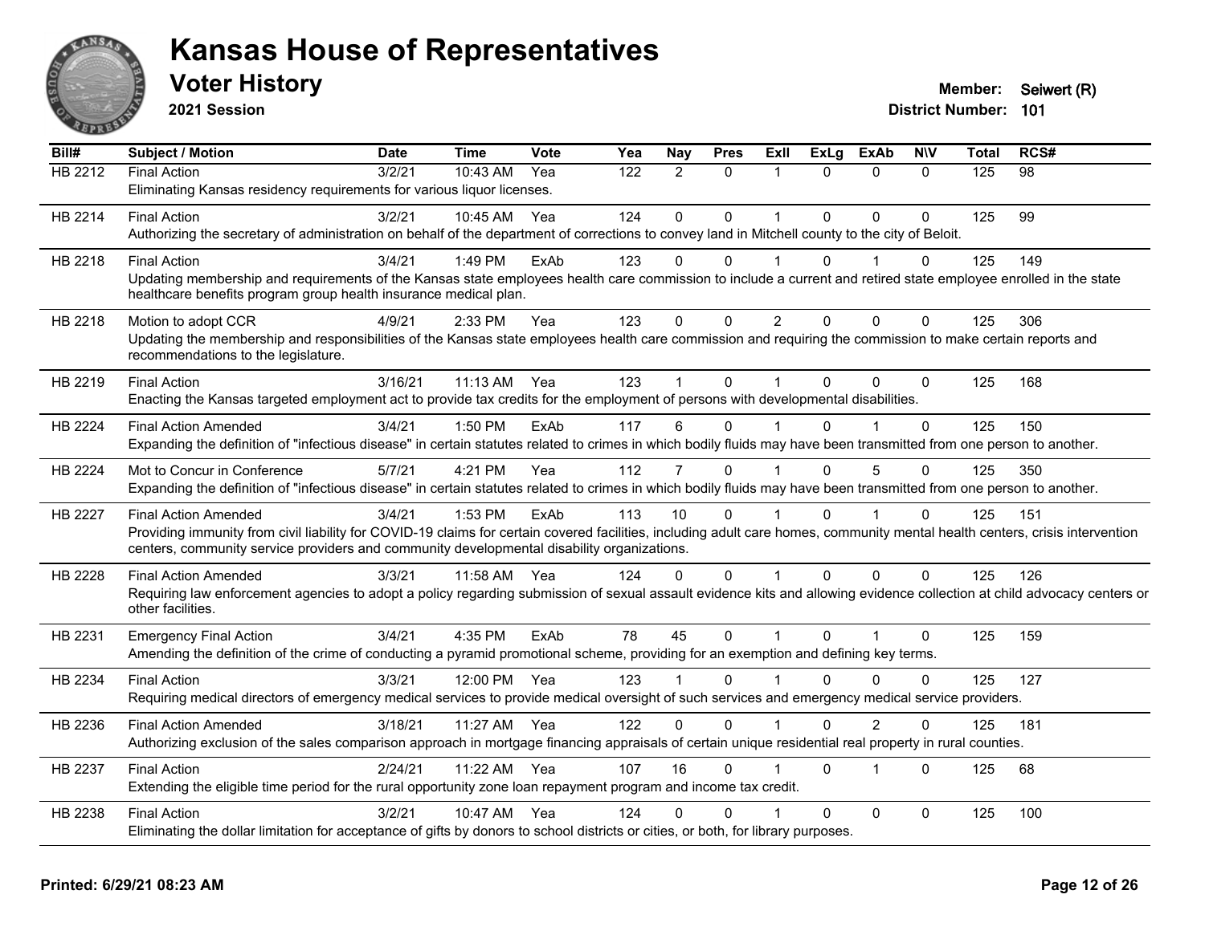# Kansas House of Representatives

## Voter History

**2021 Session**

**Member:** Seiwert (R)

**District Number:** 101

| Bill# | Subject / Motion | Date | Time | Vote | Yea | Nay | Pres | ExII | ExLg | ExAb | N\V | Total | RCS# |
|---|---|---|---|---|---|---|---|---|---|---|---|---|---|
| HB 2212 | Final Action | 3/2/21 | 10:43 AM | Yea | 122 | 2 | 0 | 1 | 0 | 0 | 0 | 125 | 98 |
| | Eliminating Kansas residency requirements for various liquor licenses. | | | | | | | | | | | | |
| HB 2214 | Final Action | 3/2/21 | 10:45 AM | Yea | 124 | 0 | 0 | 1 | 0 | 0 | 0 | 125 | 99 |
| | Authorizing the secretary of administration on behalf of the department of corrections to convey land in Mitchell county to the city of Beloit. | | | | | | | | | | | | |
| HB 2218 | Final Action | 3/4/21 | 1:49 PM | ExAb | 123 | 0 | 0 | 1 | 0 | 1 | 0 | 125 | 149 |
| | Updating membership and requirements of the Kansas state employees health care commission to include a current and retired state employee enrolled in the state healthcare benefits program group health insurance medical plan. | | | | | | | | | | | | |
| HB 2218 | Motion to adopt CCR | 4/9/21 | 2:33 PM | Yea | 123 | 0 | 0 | 2 | 0 | 0 | 0 | 125 | 306 |
| | Updating the membership and responsibilities of the Kansas state employees health care commission and requiring the commission to make certain reports and recommendations to the legislature. | | | | | | | | | | | | |
| HB 2219 | Final Action | 3/16/21 | 11:13 AM | Yea | 123 | 1 | 0 | 1 | 0 | 0 | 0 | 125 | 168 |
| | Enacting the Kansas targeted employment act to provide tax credits for the employment of persons with developmental disabilities. | | | | | | | | | | | | |
| HB 2224 | Final Action Amended | 3/4/21 | 1:50 PM | ExAb | 117 | 6 | 0 | 1 | 0 | 1 | 0 | 125 | 150 |
| | Expanding the definition of "infectious disease" in certain statutes related to crimes in which bodily fluids may have been transmitted from one person to another. | | | | | | | | | | | | |
| HB 2224 | Mot to Concur in Conference | 5/7/21 | 4:21 PM | Yea | 112 | 7 | 0 | 1 | 0 | 5 | 0 | 125 | 350 |
| | Expanding the definition of "infectious disease" in certain statutes related to crimes in which bodily fluids may have been transmitted from one person to another. | | | | | | | | | | | | |
| HB 2227 | Final Action Amended | 3/4/21 | 1:53 PM | ExAb | 113 | 10 | 0 | 1 | 0 | 1 | 0 | 125 | 151 |
| | Providing immunity from civil liability for COVID-19 claims for certain covered facilities, including adult care homes, community mental health centers, crisis intervention centers, community service providers and community developmental disability organizations. | | | | | | | | | | | | |
| HB 2228 | Final Action Amended | 3/3/21 | 11:58 AM | Yea | 124 | 0 | 0 | 1 | 0 | 0 | 0 | 125 | 126 |
| | Requiring law enforcement agencies to adopt a policy regarding submission of sexual assault evidence kits and allowing evidence collection at child advocacy centers or other facilities. | | | | | | | | | | | | |
| HB 2231 | Emergency Final Action | 3/4/21 | 4:35 PM | ExAb | 78 | 45 | 0 | 1 | 0 | 1 | 0 | 125 | 159 |
| | Amending the definition of the crime of conducting a pyramid promotional scheme, providing for an exemption and defining key terms. | | | | | | | | | | | | |
| HB 2234 | Final Action | 3/3/21 | 12:00 PM | Yea | 123 | 1 | 0 | 1 | 0 | 0 | 0 | 125 | 127 |
| | Requiring medical directors of emergency medical services to provide medical oversight of such services and emergency medical service providers. | | | | | | | | | | | | |
| HB 2236 | Final Action Amended | 3/18/21 | 11:27 AM | Yea | 122 | 0 | 0 | 1 | 0 | 2 | 0 | 125 | 181 |
| | Authorizing exclusion of the sales comparison approach in mortgage financing appraisals of certain unique residential real property in rural counties. | | | | | | | | | | | | |
| HB 2237 | Final Action | 2/24/21 | 11:22 AM | Yea | 107 | 16 | 0 | 1 | 0 | 1 | 0 | 125 | 68 |
| | Extending the eligible time period for the rural opportunity zone loan repayment program and income tax credit. | | | | | | | | | | | | |
| HB 2238 | Final Action | 3/2/21 | 10:47 AM | Yea | 124 | 0 | 0 | 1 | 0 | 0 | 0 | 125 | 100 |
| | Eliminating the dollar limitation for acceptance of gifts by donors to school districts or cities, or both, for library purposes. | | | | | | | | | | | | |

**Printed: 6/29/21 08:23 AM**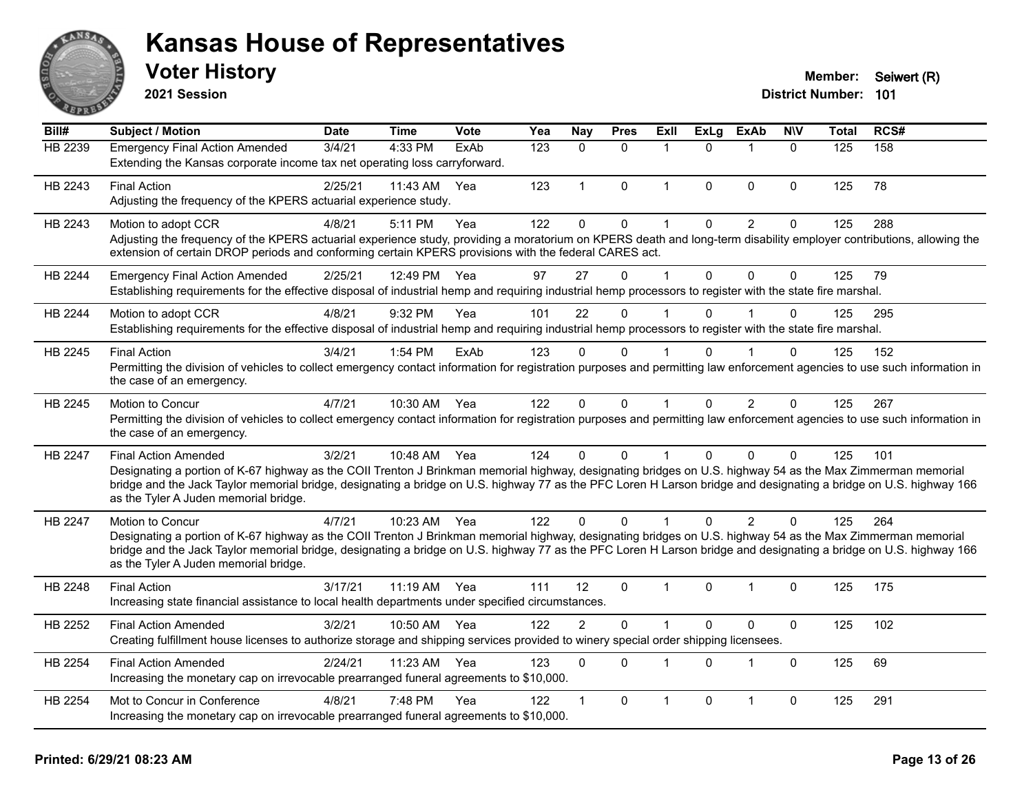# Kansas House of Representatives

## Voter History

**2021 Session**

**Member:** Seiwert (R)
**District Number:** 101

| Bill# | Subject / Motion | Date | Time | Vote | Yea | Nay | Pres | ExII | ExLg | ExAb | N\V | Total | RCS# |
|---|---|---|---|---|---|---|---|---|---|---|---|---|---|
| HB 2239 | Emergency Final Action Amended | 3/4/21 | 4:33 PM | ExAb | 123 | 0 | 0 | 1 | 0 | 1 | 0 | 125 | 158 |
| | Extending the Kansas corporate income tax net operating loss carryforward. | | | | | | | | | | | | |
| HB 2243 | Final Action | 2/25/21 | 11:43 AM | Yea | 123 | 1 | 0 | 1 | 0 | 0 | 0 | 125 | 78 |
| | Adjusting the frequency of the KPERS actuarial experience study. | | | | | | | | | | | | |
| HB 2243 | Motion to adopt CCR | 4/8/21 | 5:11 PM | Yea | 122 | 0 | 0 | 1 | 0 | 2 | 0 | 125 | 288 |
| | Adjusting the frequency of the KPERS actuarial experience study, providing a moratorium on KPERS death and long-term disability employer contributions, allowing the extension of certain DROP periods and conforming certain KPERS provisions with the federal CARES act. | | | | | | | | | | | | |
| HB 2244 | Emergency Final Action Amended | 2/25/21 | 12:49 PM | Yea | 97 | 27 | 0 | 1 | 0 | 0 | 0 | 125 | 79 |
| | Establishing requirements for the effective disposal of industrial hemp and requiring industrial hemp processors to register with the state fire marshal. | | | | | | | | | | | | |
| HB 2244 | Motion to adopt CCR | 4/8/21 | 9:32 PM | Yea | 101 | 22 | 0 | 1 | 0 | 1 | 0 | 125 | 295 |
| | Establishing requirements for the effective disposal of industrial hemp and requiring industrial hemp processors to register with the state fire marshal. | | | | | | | | | | | | |
| HB 2245 | Final Action | 3/4/21 | 1:54 PM | ExAb | 123 | 0 | 0 | 1 | 0 | 1 | 0 | 125 | 152 |
| | Permitting the division of vehicles to collect emergency contact information for registration purposes and permitting law enforcement agencies to use such information in the case of an emergency. | | | | | | | | | | | | |
| HB 2245 | Motion to Concur | 4/7/21 | 10:30 AM | Yea | 122 | 0 | 0 | 1 | 0 | 2 | 0 | 125 | 267 |
| | Permitting the division of vehicles to collect emergency contact information for registration purposes and permitting law enforcement agencies to use such information in the case of an emergency. | | | | | | | | | | | | |
| HB 2247 | Final Action Amended | 3/2/21 | 10:48 AM | Yea | 124 | 0 | 0 | 1 | 0 | 0 | 0 | 125 | 101 |
| | Designating a portion of K-67 highway as the COII Trenton J Brinkman memorial highway, designating bridges on U.S. highway 54 as the Max Zimmerman memorial bridge and the Jack Taylor memorial bridge, designating a bridge on U.S. highway 77 as the PFC Loren H Larson bridge and designating a bridge on U.S. highway 166 as the Tyler A Juden memorial bridge. | | | | | | | | | | | | |
| HB 2247 | Motion to Concur | 4/7/21 | 10:23 AM | Yea | 122 | 0 | 0 | 1 | 0 | 2 | 0 | 125 | 264 |
| | Designating a portion of K-67 highway as the COII Trenton J Brinkman memorial highway, designating bridges on U.S. highway 54 as the Max Zimmerman memorial bridge and the Jack Taylor memorial bridge, designating a bridge on U.S. highway 77 as the PFC Loren H Larson bridge and designating a bridge on U.S. highway 166 as the Tyler A Juden memorial bridge. | | | | | | | | | | | | |
| HB 2248 | Final Action | 3/17/21 | 11:19 AM | Yea | 111 | 12 | 0 | 1 | 0 | 1 | 0 | 125 | 175 |
| | Increasing state financial assistance to local health departments under specified circumstances. | | | | | | | | | | | | |
| HB 2252 | Final Action Amended | 3/2/21 | 10:50 AM | Yea | 122 | 2 | 0 | 1 | 0 | 0 | 0 | 125 | 102 |
| | Creating fulfillment house licenses to authorize storage and shipping services provided to winery special order shipping licensees. | | | | | | | | | | | | |
| HB 2254 | Final Action Amended | 2/24/21 | 11:23 AM | Yea | 123 | 0 | 0 | 1 | 0 | 1 | 0 | 125 | 69 |
| | Increasing the monetary cap on irrevocable prearranged funeral agreements to $10,000. | | | | | | | | | | | | |
| HB 2254 | Mot to Concur in Conference | 4/8/21 | 7:48 PM | Yea | 122 | 1 | 0 | 1 | 0 | 1 | 0 | 125 | 291 |
| | Increasing the monetary cap on irrevocable prearranged funeral agreements to $10,000. | | | | | | | | | | | | |

Printed: 6/29/21 08:23 AM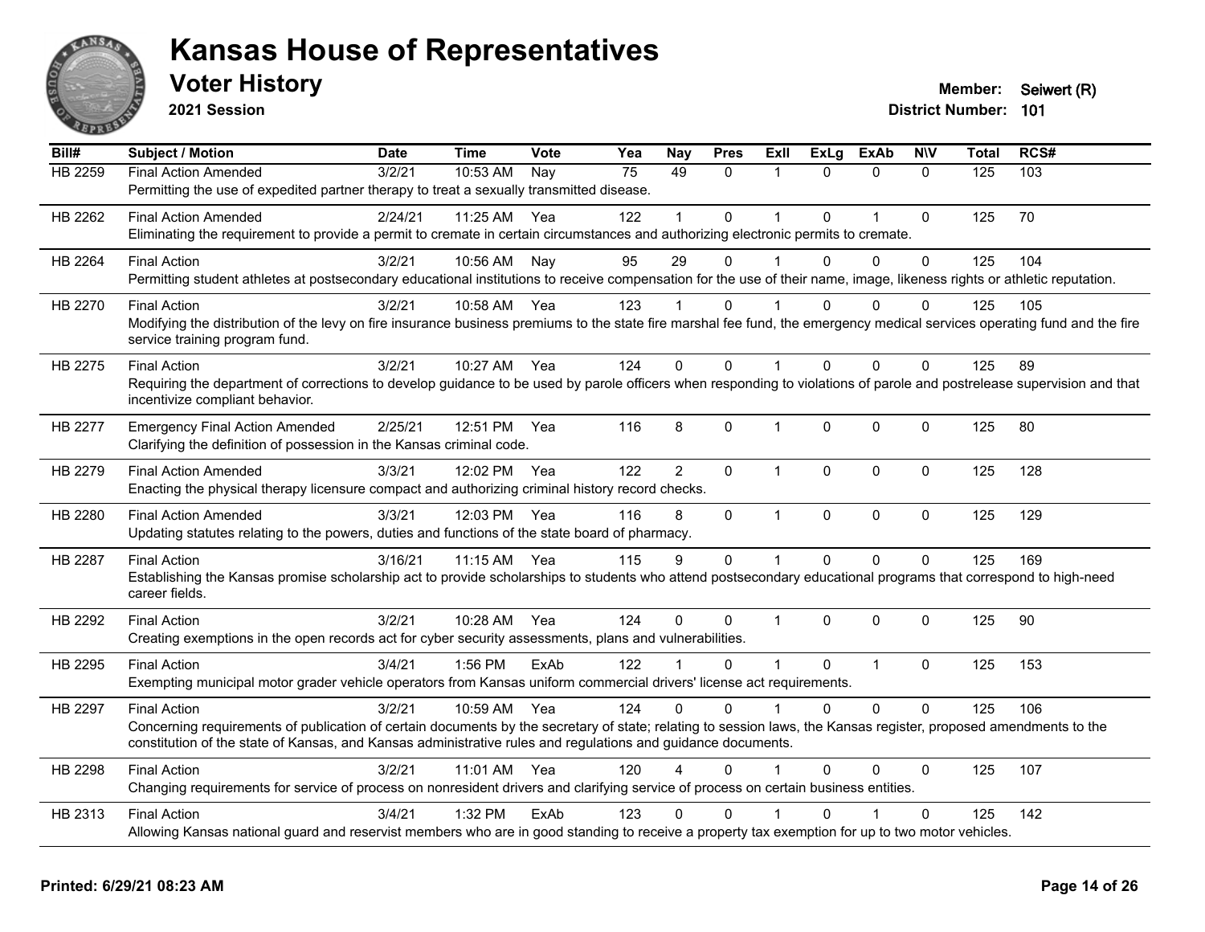# Kansas House of Representatives

## Voter History

**2021 Session**

**Member:** Seiwert (R)
**District Number:** 101

| Bill# | Subject / Motion | Date | Time | Vote | Yea | Nay | Pres | ExII | ExLg | ExAb | N\V | Total | RCS# |
|---|---|---|---|---|---|---|---|---|---|---|---|---|---|
| HB 2259 | Final Action Amended | 3/2/21 | 10:53 AM | Nay | 75 | 49 | 0 | 1 | 0 | 0 | 0 | 125 | 103 |
| | Permitting the use of expedited partner therapy to treat a sexually transmitted disease. | | | | | | | | | | | | |
| HB 2262 | Final Action Amended | 2/24/21 | 11:25 AM | Yea | 122 | 1 | 0 | 1 | 0 | 1 | 0 | 125 | 70 |
| | Eliminating the requirement to provide a permit to cremate in certain circumstances and authorizing electronic permits to cremate. | | | | | | | | | | | | |
| HB 2264 | Final Action | 3/2/21 | 10:56 AM | Nay | 95 | 29 | 0 | 1 | 0 | 0 | 0 | 125 | 104 |
| | Permitting student athletes at postsecondary educational institutions to receive compensation for the use of their name, image, likeness rights or athletic reputation. | | | | | | | | | | | | |
| HB 2270 | Final Action | 3/2/21 | 10:58 AM | Yea | 123 | 1 | 0 | 1 | 0 | 0 | 0 | 125 | 105 |
| | Modifying the distribution of the levy on fire insurance business premiums to the state fire marshal fee fund, the emergency medical services operating fund and the fire service training program fund. | | | | | | | | | | | | |
| HB 2275 | Final Action | 3/2/21 | 10:27 AM | Yea | 124 | 0 | 0 | 1 | 0 | 0 | 0 | 125 | 89 |
| | Requiring the department of corrections to develop guidance to be used by parole officers when responding to violations of parole and postrelease supervision and that incentivize compliant behavior. | | | | | | | | | | | | |
| HB 2277 | Emergency Final Action Amended | 2/25/21 | 12:51 PM | Yea | 116 | 8 | 0 | 1 | 0 | 0 | 0 | 125 | 80 |
| | Clarifying the definition of possession in the Kansas criminal code. | | | | | | | | | | | | |
| HB 2279 | Final Action Amended | 3/3/21 | 12:02 PM | Yea | 122 | 2 | 0 | 1 | 0 | 0 | 0 | 125 | 128 |
| | Enacting the physical therapy licensure compact and authorizing criminal history record checks. | | | | | | | | | | | | |
| HB 2280 | Final Action Amended | 3/3/21 | 12:03 PM | Yea | 116 | 8 | 0 | 1 | 0 | 0 | 0 | 125 | 129 |
| | Updating statutes relating to the powers, duties and functions of the state board of pharmacy. | | | | | | | | | | | | |
| HB 2287 | Final Action | 3/16/21 | 11:15 AM | Yea | 115 | 9 | 0 | 1 | 0 | 0 | 0 | 125 | 169 |
| | Establishing the Kansas promise scholarship act to provide scholarships to students who attend postsecondary educational programs that correspond to high-need career fields. | | | | | | | | | | | | |
| HB 2292 | Final Action | 3/2/21 | 10:28 AM | Yea | 124 | 0 | 0 | 1 | 0 | 0 | 0 | 125 | 90 |
| | Creating exemptions in the open records act for cyber security assessments, plans and vulnerabilities. | | | | | | | | | | | | |
| HB 2295 | Final Action | 3/4/21 | 1:56 PM | ExAb | 122 | 1 | 0 | 1 | 0 | 1 | 0 | 125 | 153 |
| | Exempting municipal motor grader vehicle operators from Kansas uniform commercial drivers' license act requirements. | | | | | | | | | | | | |
| HB 2297 | Final Action | 3/2/21 | 10:59 AM | Yea | 124 | 0 | 0 | 1 | 0 | 0 | 0 | 125 | 106 |
| | Concerning requirements of publication of certain documents by the secretary of state; relating to session laws, the Kansas register, proposed amendments to the constitution of the state of Kansas, and Kansas administrative rules and regulations and guidance documents. | | | | | | | | | | | | |
| HB 2298 | Final Action | 3/2/21 | 11:01 AM | Yea | 120 | 4 | 0 | 1 | 0 | 0 | 0 | 125 | 107 |
| | Changing requirements for service of process on nonresident drivers and clarifying service of process on certain business entities. | | | | | | | | | | | | |
| HB 2313 | Final Action | 3/4/21 | 1:32 PM | ExAb | 123 | 0 | 0 | 1 | 0 | 1 | 0 | 125 | 142 |
| | Allowing Kansas national guard and reservist members who are in good standing to receive a property tax exemption for up to two motor vehicles. | | | | | | | | | | | | |

**Printed: 6/29/21 08:23 AM**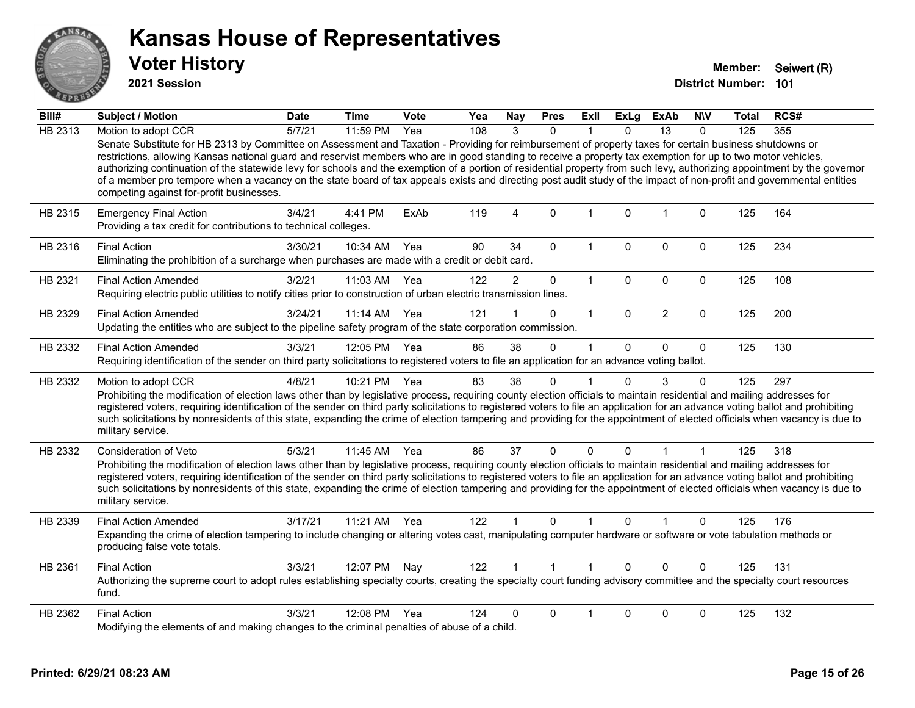# Kansas House of Representatives

## Voter History

**2021 Session**

**Member:** Seiwert (R)

**District Number:** 101

| Bill# | Subject / Motion | Date | Time | Vote | Yea | Nay | Pres | ExII | ExLg | ExAb | N\V | Total | RCS# |
|---|---|---|---|---|---|---|---|---|---|---|---|---|---|
| HB 2313 | Motion to adopt CCR | 5/7/21 | 11:59 PM | Yea | 108 | 3 | 0 | 1 | 0 | 13 | 0 | 125 | 355 |
| | Senate Substitute for HB 2313 by Committee on Assessment and Taxation - Providing for reimbursement of property taxes for certain business shutdowns or restrictions, allowing Kansas national guard and reservist members who are in good standing to receive a property tax exemption for up to two motor vehicles, authorizing continuation of the statewide levy for schools and the exemption of a portion of residential property from such levy, authorizing appointment by the governor of a member pro tempore when a vacancy on the state board of tax appeals exists and directing post audit study of the impact of non-profit and governmental entities competing against for-profit businesses. | | | | | | | | | | | | |
| HB 2315 | Emergency Final Action | 3/4/21 | 4:41 PM | ExAb | 119 | 4 | 0 | 1 | 0 | 1 | 0 | 125 | 164 |
| | Providing a tax credit for contributions to technical colleges. | | | | | | | | | | | | |
| HB 2316 | Final Action | 3/30/21 | 10:34 AM | Yea | 90 | 34 | 0 | 1 | 0 | 0 | 0 | 125 | 234 |
| | Eliminating the prohibition of a surcharge when purchases are made with a credit or debit card. | | | | | | | | | | | | |
| HB 2321 | Final Action Amended | 3/2/21 | 11:03 AM | Yea | 122 | 2 | 0 | 1 | 0 | 0 | 0 | 125 | 108 |
| | Requiring electric public utilities to notify cities prior to construction of urban electric transmission lines. | | | | | | | | | | | | |
| HB 2329 | Final Action Amended | 3/24/21 | 11:14 AM | Yea | 121 | 1 | 0 | 1 | 0 | 2 | 0 | 125 | 200 |
| | Updating the entities who are subject to the pipeline safety program of the state corporation commission. | | | | | | | | | | | | |
| HB 2332 | Final Action Amended | 3/3/21 | 12:05 PM | Yea | 86 | 38 | 0 | 1 | 0 | 0 | 0 | 125 | 130 |
| | Requiring identification of the sender on third party solicitations to registered voters to file an application for an advance voting ballot. | | | | | | | | | | | | |
| HB 2332 | Motion to adopt CCR | 4/8/21 | 10:21 PM | Yea | 83 | 38 | 0 | 1 | 0 | 3 | 0 | 125 | 297 |
| | Prohibiting the modification of election laws other than by legislative process, requiring county election officials to maintain residential and mailing addresses for registered voters, requiring identification of the sender on third party solicitations to registered voters to file an application for an advance voting ballot and prohibiting such solicitations by nonresidents of this state, expanding the crime of election tampering and providing for the appointment of elected officials when vacancy is due to military service. | | | | | | | | | | | | |
| HB 2332 | Consideration of Veto | 5/3/21 | 11:45 AM | Yea | 86 | 37 | 0 | 0 | 0 | 1 | 1 | 125 | 318 |
| | Prohibiting the modification of election laws other than by legislative process, requiring county election officials to maintain residential and mailing addresses for registered voters, requiring identification of the sender on third party solicitations to registered voters to file an application for an advance voting ballot and prohibiting such solicitations by nonresidents of this state, expanding the crime of election tampering and providing for the appointment of elected officials when vacancy is due to military service. | | | | | | | | | | | | |
| HB 2339 | Final Action Amended | 3/17/21 | 11:21 AM | Yea | 122 | 1 | 0 | 1 | 0 | 1 | 0 | 125 | 176 |
| | Expanding the crime of election tampering to include changing or altering votes cast, manipulating computer hardware or software or vote tabulation methods or producing false vote totals. | | | | | | | | | | | | |
| HB 2361 | Final Action | 3/3/21 | 12:07 PM | Nay | 122 | 1 | 1 | 1 | 0 | 0 | 0 | 125 | 131 |
| | Authorizing the supreme court to adopt rules establishing specialty courts, creating the specialty court funding advisory committee and the specialty court resources fund. | | | | | | | | | | | | |
| HB 2362 | Final Action | 3/3/21 | 12:08 PM | Yea | 124 | 0 | 0 | 1 | 0 | 0 | 0 | 125 | 132 |
| | Modifying the elements of and making changes to the criminal penalties of abuse of a child. | | | | | | | | | | | | |

**Printed: 6/29/21 08:23 AM**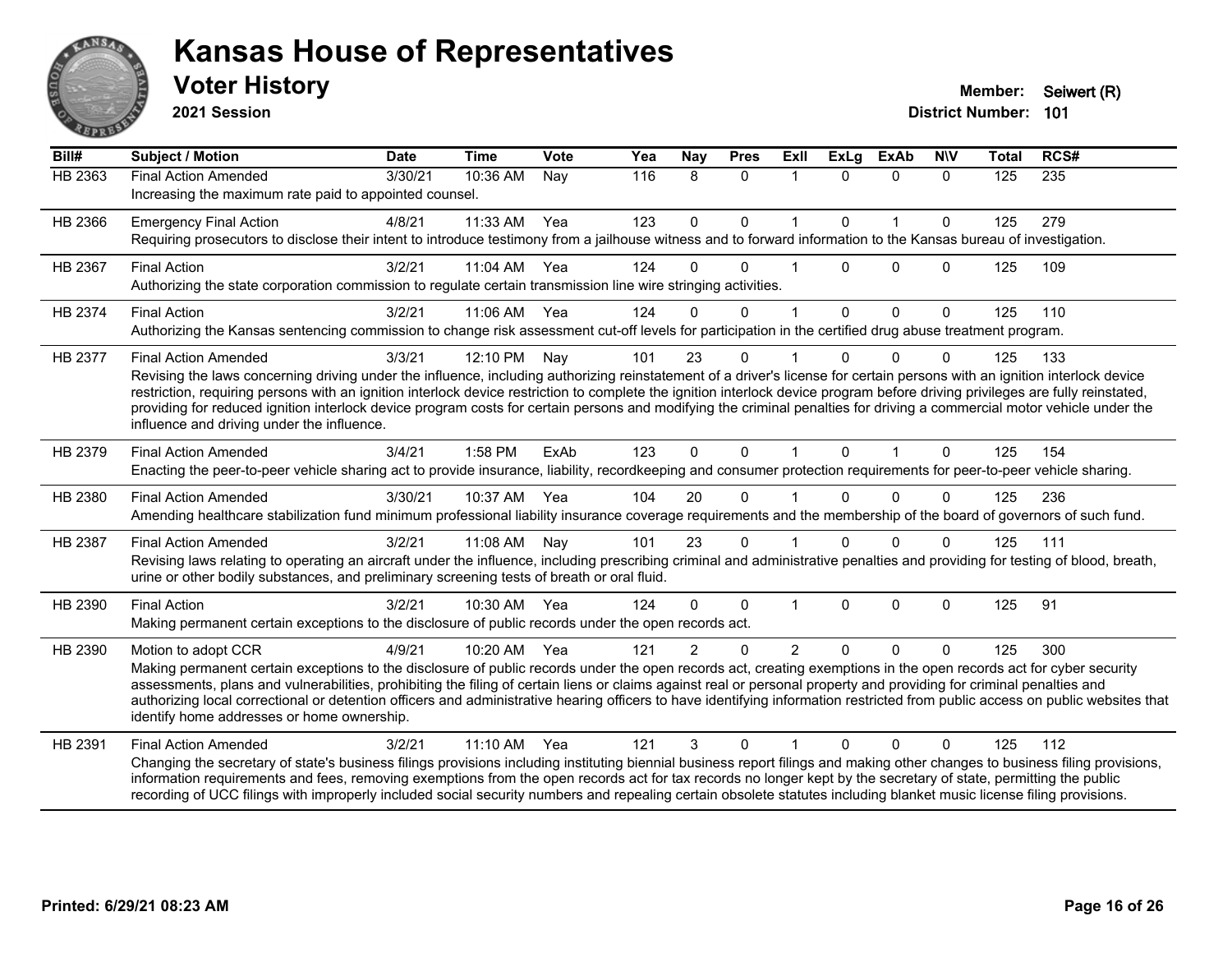# Kansas House of Representatives

## Voter History

**2021 Session**

**Member:** Seiwert (R)
**District Number:** 101

| Bill# | Subject / Motion | Date | Time | Vote | Yea | Nay | Pres | ExII | ExLg | ExAb | N\V | Total | RCS# |
|---|---|---|---|---|---|---|---|---|---|---|---|---|---|
| HB 2363 | Final Action Amended | 3/30/21 | 10:36 AM | Nay | 116 | 8 | 0 | 1 | 0 | 0 | 0 | 125 | 235 |
| | Increasing the maximum rate paid to appointed counsel. | | | | | | | | | | | | |
| HB 2366 | Emergency Final Action | 4/8/21 | 11:33 AM | Yea | 123 | 0 | 0 | 1 | 0 | 1 | 0 | 125 | 279 |
| | Requiring prosecutors to disclose their intent to introduce testimony from a jailhouse witness and to forward information to the Kansas bureau of investigation. | | | | | | | | | | | | |
| HB 2367 | Final Action | 3/2/21 | 11:04 AM | Yea | 124 | 0 | 0 | 1 | 0 | 0 | 0 | 125 | 109 |
| | Authorizing the state corporation commission to regulate certain transmission line wire stringing activities. | | | | | | | | | | | | |
| HB 2374 | Final Action | 3/2/21 | 11:06 AM | Yea | 124 | 0 | 0 | 1 | 0 | 0 | 0 | 125 | 110 |
| | Authorizing the Kansas sentencing commission to change risk assessment cut-off levels for participation in the certified drug abuse treatment program. | | | | | | | | | | | | |
| HB 2377 | Final Action Amended | 3/3/21 | 12:10 PM | Nay | 101 | 23 | 0 | 1 | 0 | 0 | 0 | 125 | 133 |
| | Revising the laws concerning driving under the influence, including authorizing reinstatement of a driver's license for certain persons with an ignition interlock device restriction, requiring persons with an ignition interlock device restriction to complete the ignition interlock device program before driving privileges are fully reinstated, providing for reduced ignition interlock device program costs for certain persons and modifying the criminal penalties for driving a commercial motor vehicle under the influence and driving under the influence. | | | | | | | | | | | | |
| HB 2379 | Final Action Amended | 3/4/21 | 1:58 PM | ExAb | 123 | 0 | 0 | 1 | 0 | 1 | 0 | 125 | 154 |
| | Enacting the peer-to-peer vehicle sharing act to provide insurance, liability, recordkeeping and consumer protection requirements for peer-to-peer vehicle sharing. | | | | | | | | | | | | |
| HB 2380 | Final Action Amended | 3/30/21 | 10:37 AM | Yea | 104 | 20 | 0 | 1 | 0 | 0 | 0 | 125 | 236 |
| | Amending healthcare stabilization fund minimum professional liability insurance coverage requirements and the membership of the board of governors of such fund. | | | | | | | | | | | | |
| HB 2387 | Final Action Amended | 3/2/21 | 11:08 AM | Nay | 101 | 23 | 0 | 1 | 0 | 0 | 0 | 125 | 111 |
| | Revising laws relating to operating an aircraft under the influence, including prescribing criminal and administrative penalties and providing for testing of blood, breath, urine or other bodily substances, and preliminary screening tests of breath or oral fluid. | | | | | | | | | | | | |
| HB 2390 | Final Action | 3/2/21 | 10:30 AM | Yea | 124 | 0 | 0 | 1 | 0 | 0 | 0 | 125 | 91 |
| | Making permanent certain exceptions to the disclosure of public records under the open records act. | | | | | | | | | | | | |
| HB 2390 | Motion to adopt CCR | 4/9/21 | 10:20 AM | Yea | 121 | 2 | 0 | 2 | 0 | 0 | 0 | 125 | 300 |
| | Making permanent certain exceptions to the disclosure of public records under the open records act, creating exemptions in the open records act for cyber security assessments, plans and vulnerabilities, prohibiting the filing of certain liens or claims against real or personal property and providing for criminal penalties and authorizing local correctional or detention officers and administrative hearing officers to have identifying information restricted from public access on public websites that identify home addresses or home ownership. | | | | | | | | | | | | |
| HB 2391 | Final Action Amended | 3/2/21 | 11:10 AM | Yea | 121 | 3 | 0 | 1 | 0 | 0 | 0 | 125 | 112 |
| | Changing the secretary of state's business filings provisions including instituting biennial business report filings and making other changes to business filing provisions, information requirements and fees, removing exemptions from the open records act for tax records no longer kept by the secretary of state, permitting the public recording of UCC filings with improperly included social security numbers and repealing certain obsolete statutes including blanket music license filing provisions. | | | | | | | | | | | | |

**Printed: 6/29/21 08:23 AM**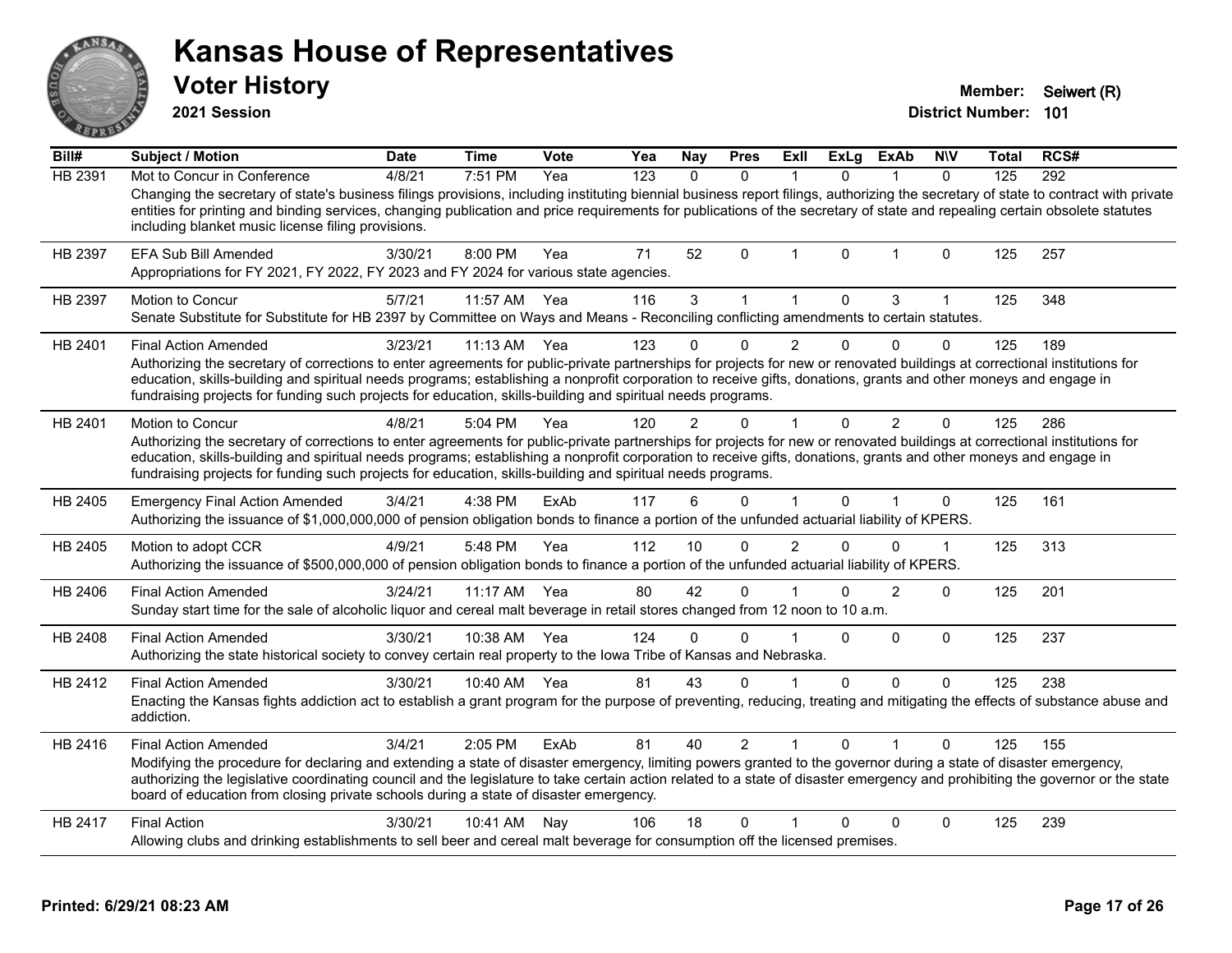# Kansas House of Representatives

## Voter History

**2021 Session**

**Member:** Seiwert (R)
**District Number:** 101

| Bill# | Subject / Motion | Date | Time | Vote | Yea | Nay | Pres | ExIl | ExLg | ExAb | N\V | Total | RCS# |
|---|---|---|---|---|---|---|---|---|---|---|---|---|---|
| HB 2391 | Mot to Concur in Conference | 4/8/21 | 7:51 PM | Yea | 123 | 0 | 0 | 1 | 0 | 1 | 0 | 125 | 292 |
| | Changing the secretary of state's business filings provisions, including instituting biennial business report filings, authorizing the secretary of state to contract with private entities for printing and binding services, changing publication and price requirements for publications of the secretary of state and repealing certain obsolete statutes including blanket music license filing provisions. | | | | | | | | | | | | |
| HB 2397 | EFA Sub Bill Amended | 3/30/21 | 8:00 PM | Yea | 71 | 52 | 0 | 1 | 0 | 1 | 0 | 125 | 257 |
| | Appropriations for FY 2021, FY 2022, FY 2023 and FY 2024 for various state agencies. | | | | | | | | | | | | |
| HB 2397 | Motion to Concur | 5/7/21 | 11:57 AM | Yea | 116 | 3 | 1 | 1 | 0 | 3 | 1 | 125 | 348 |
| | Senate Substitute for Substitute for HB 2397 by Committee on Ways and Means - Reconciling conflicting amendments to certain statutes. | | | | | | | | | | | | |
| HB 2401 | Final Action Amended | 3/23/21 | 11:13 AM | Yea | 123 | 0 | 0 | 2 | 0 | 0 | 0 | 125 | 189 |
| | Authorizing the secretary of corrections to enter agreements for public-private partnerships for projects for new or renovated buildings at correctional institutions for education, skills-building and spiritual needs programs; establishing a nonprofit corporation to receive gifts, donations, grants and other moneys and engage in fundraising projects for funding such projects for education, skills-building and spiritual needs programs. | | | | | | | | | | | | |
| HB 2401 | Motion to Concur | 4/8/21 | 5:04 PM | Yea | 120 | 2 | 0 | 1 | 0 | 2 | 0 | 125 | 286 |
| | Authorizing the secretary of corrections to enter agreements for public-private partnerships for projects for new or renovated buildings at correctional institutions for education, skills-building and spiritual needs programs; establishing a nonprofit corporation to receive gifts, donations, grants and other moneys and engage in fundraising projects for funding such projects for education, skills-building and spiritual needs programs. | | | | | | | | | | | | |
| HB 2405 | Emergency Final Action Amended | 3/4/21 | 4:38 PM | ExAb | 117 | 6 | 0 | 1 | 0 | 1 | 0 | 125 | 161 |
| | Authorizing the issuance of $1,000,000,000 of pension obligation bonds to finance a portion of the unfunded actuarial liability of KPERS. | | | | | | | | | | | | |
| HB 2405 | Motion to adopt CCR | 4/9/21 | 5:48 PM | Yea | 112 | 10 | 0 | 2 | 0 | 0 | 1 | 125 | 313 |
| | Authorizing the issuance of $500,000,000 of pension obligation bonds to finance a portion of the unfunded actuarial liability of KPERS. | | | | | | | | | | | | |
| HB 2406 | Final Action Amended | 3/24/21 | 11:17 AM | Yea | 80 | 42 | 0 | 1 | 0 | 2 | 0 | 125 | 201 |
| | Sunday start time for the sale of alcoholic liquor and cereal malt beverage in retail stores changed from 12 noon to 10 a.m. | | | | | | | | | | | | |
| HB 2408 | Final Action Amended | 3/30/21 | 10:38 AM | Yea | 124 | 0 | 0 | 1 | 0 | 0 | 0 | 125 | 237 |
| | Authorizing the state historical society to convey certain real property to the Iowa Tribe of Kansas and Nebraska. | | | | | | | | | | | | |
| HB 2412 | Final Action Amended | 3/30/21 | 10:40 AM | Yea | 81 | 43 | 0 | 1 | 0 | 0 | 0 | 125 | 238 |
| | Enacting the Kansas fights addiction act to establish a grant program for the purpose of preventing, reducing, treating and mitigating the effects of substance abuse and addiction. | | | | | | | | | | | | |
| HB 2416 | Final Action Amended | 3/4/21 | 2:05 PM | ExAb | 81 | 40 | 2 | 1 | 0 | 1 | 0 | 125 | 155 |
| | Modifying the procedure for declaring and extending a state of disaster emergency, limiting powers granted to the governor during a state of disaster emergency, authorizing the legislative coordinating council and the legislature to take certain action related to a state of disaster emergency and prohibiting the governor or the state board of education from closing private schools during a state of disaster emergency. | | | | | | | | | | | | |
| HB 2417 | Final Action | 3/30/21 | 10:41 AM | Nay | 106 | 18 | 0 | 1 | 0 | 0 | 0 | 125 | 239 |
| | Allowing clubs and drinking establishments to sell beer and cereal malt beverage for consumption off the licensed premises. | | | | | | | | | | | | |

Printed: 6/29/21 08:23 AM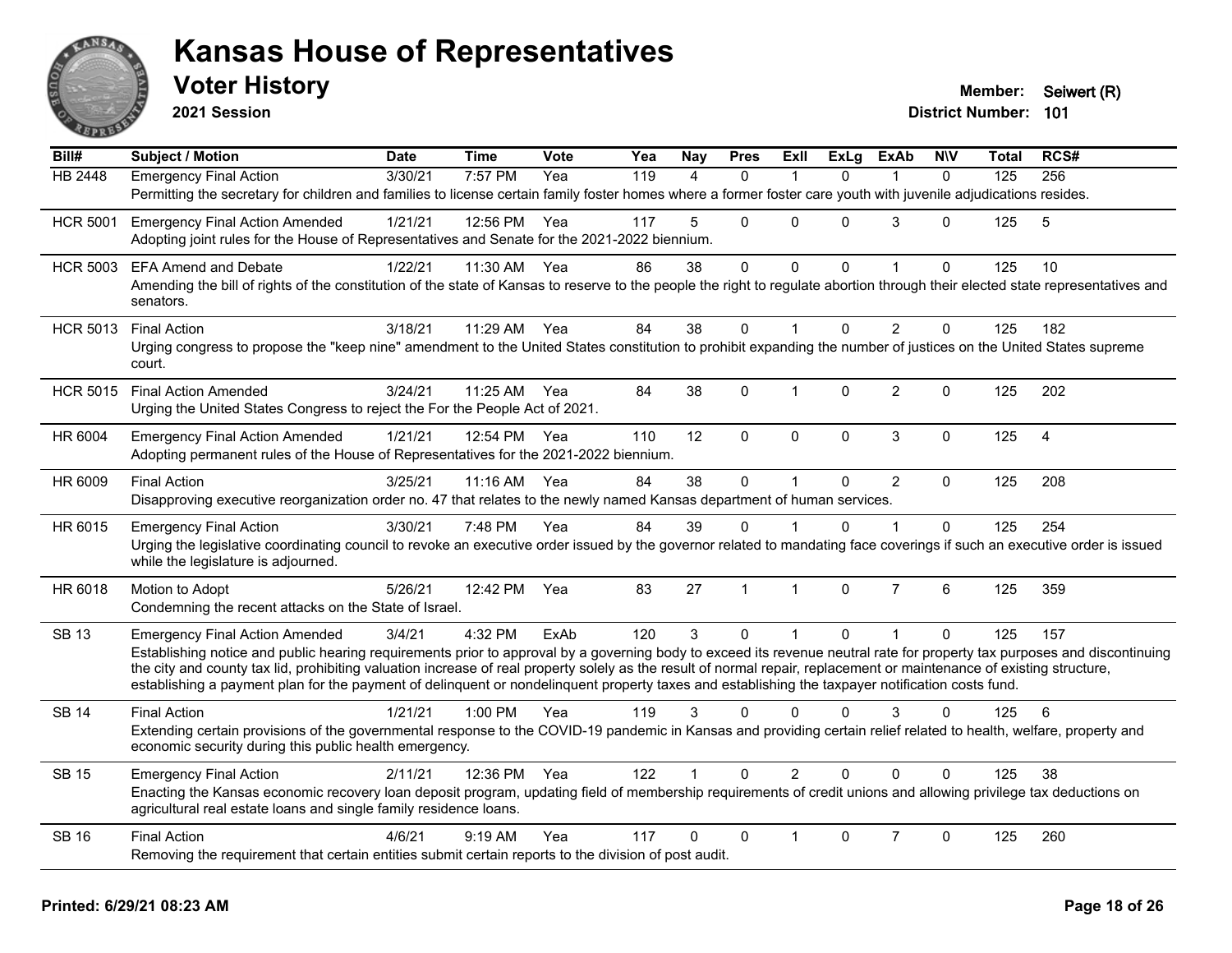# Kansas House of Representatives

## Voter History

**2021 Session**

**Member:** Seiwert (R)
**District Number:** 101

| Bill# | Subject / Motion | Date | Time | Vote | Yea | Nay | Pres | ExII | ExLg | ExAb | N\V | Total | RCS# |
|---|---|---|---|---|---|---|---|---|---|---|---|---|---|
| HB 2448 | Emergency Final Action | 3/30/21 | 7:57 PM | Yea | 119 | 4 | 0 | 1 | 0 | 1 | 0 | 125 | 256 |
| | Permitting the secretary for children and families to license certain family foster homes where a former foster care youth with juvenile adjudications resides. | | | | | | | | | | | | |
| HCR 5001 | Emergency Final Action Amended | 1/21/21 | 12:56 PM | Yea | 117 | 5 | 0 | 0 | 0 | 3 | 0 | 125 | 5 |
| | Adopting joint rules for the House of Representatives and Senate for the 2021-2022 biennium. | | | | | | | | | | | | |
| HCR 5003 | EFA Amend and Debate | 1/22/21 | 11:30 AM | Yea | 86 | 38 | 0 | 0 | 0 | 1 | 0 | 125 | 10 |
| | Amending the bill of rights of the constitution of the state of Kansas to reserve to the people the right to regulate abortion through their elected state representatives and senators. | | | | | | | | | | | | |
| HCR 5013 | Final Action | 3/18/21 | 11:29 AM | Yea | 84 | 38 | 0 | 1 | 0 | 2 | 0 | 125 | 182 |
| | Urging congress to propose the "keep nine" amendment to the United States constitution to prohibit expanding the number of justices on the United States supreme court. | | | | | | | | | | | | |
| HCR 5015 | Final Action Amended | 3/24/21 | 11:25 AM | Yea | 84 | 38 | 0 | 1 | 0 | 2 | 0 | 125 | 202 |
| | Urging the United States Congress to reject the For the People Act of 2021. | | | | | | | | | | | | |
| HR 6004 | Emergency Final Action Amended | 1/21/21 | 12:54 PM | Yea | 110 | 12 | 0 | 0 | 0 | 3 | 0 | 125 | 4 |
| | Adopting permanent rules of the House of Representatives for the 2021-2022 biennium. | | | | | | | | | | | | |
| HR 6009 | Final Action | 3/25/21 | 11:16 AM | Yea | 84 | 38 | 0 | 1 | 0 | 2 | 0 | 125 | 208 |
| | Disapproving executive reorganization order no. 47 that relates to the newly named Kansas department of human services. | | | | | | | | | | | | |
| HR 6015 | Emergency Final Action | 3/30/21 | 7:48 PM | Yea | 84 | 39 | 0 | 1 | 0 | 1 | 0 | 125 | 254 |
| | Urging the legislative coordinating council to revoke an executive order issued by the governor related to mandating face coverings if such an executive order is issued while the legislature is adjourned. | | | | | | | | | | | | |
| HR 6018 | Motion to Adopt | 5/26/21 | 12:42 PM | Yea | 83 | 27 | 1 | 1 | 0 | 7 | 6 | 125 | 359 |
| | Condemning the recent attacks on the State of Israel. | | | | | | | | | | | | |
| SB 13 | Emergency Final Action Amended | 3/4/21 | 4:32 PM | ExAb | 120 | 3 | 0 | 1 | 0 | 1 | 0 | 125 | 157 |
| | Establishing notice and public hearing requirements prior to approval by a governing body to exceed its revenue neutral rate for property tax purposes and discontinuing the city and county tax lid, prohibiting valuation increase of real property solely as the result of normal repair, replacement or maintenance of existing structure, establishing a payment plan for the payment of delinquent or nondelinquent property taxes and establishing the taxpayer notification costs fund. | | | | | | | | | | | | |
| SB 14 | Final Action | 1/21/21 | 1:00 PM | Yea | 119 | 3 | 0 | 0 | 0 | 3 | 0 | 125 | 6 |
| | Extending certain provisions of the governmental response to the COVID-19 pandemic in Kansas and providing certain relief related to health, welfare, property and economic security during this public health emergency. | | | | | | | | | | | | |
| SB 15 | Emergency Final Action | 2/11/21 | 12:36 PM | Yea | 122 | 1 | 0 | 2 | 0 | 0 | 0 | 125 | 38 |
| | Enacting the Kansas economic recovery loan deposit program, updating field of membership requirements of credit unions and allowing privilege tax deductions on agricultural real estate loans and single family residence loans. | | | | | | | | | | | | |
| SB 16 | Final Action | 4/6/21 | 9:19 AM | Yea | 117 | 0 | 0 | 1 | 0 | 7 | 0 | 125 | 260 |
| | Removing the requirement that certain entities submit certain reports to the division of post audit. | | | | | | | | | | | | |

**Printed: 6/29/21 08:23 AM**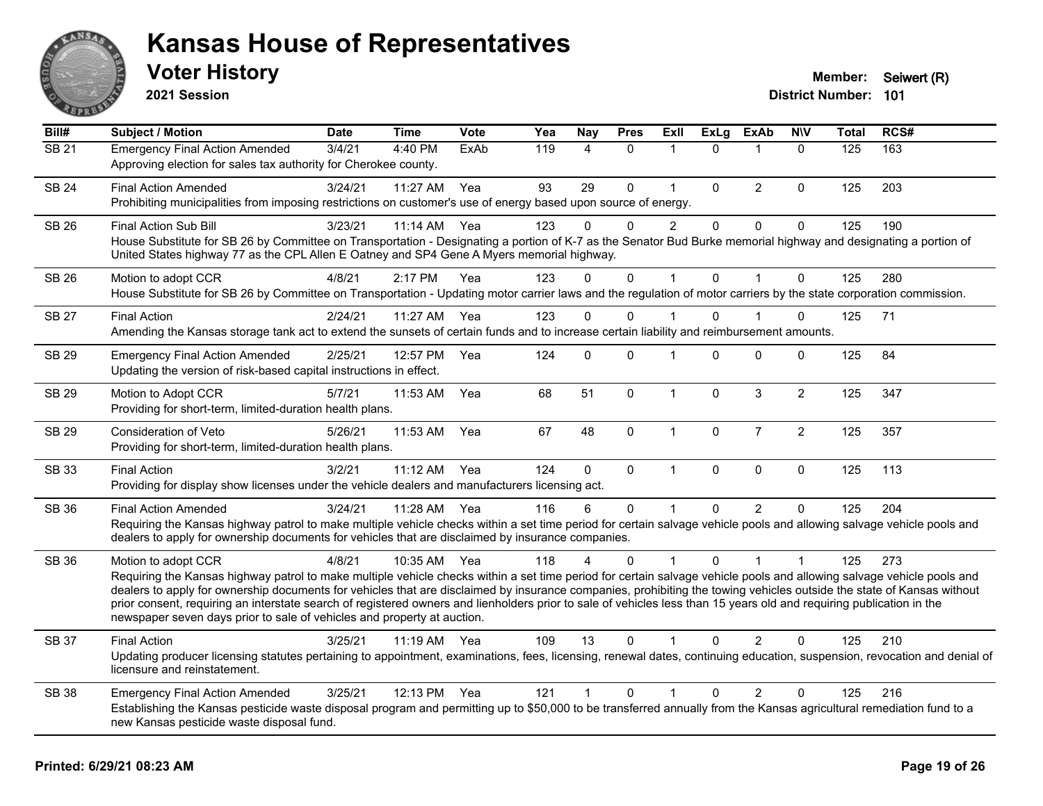# Kansas House of Representatives

## Voter History

**2021 Session**

**Member:** Seiwert (R)
**District Number:** 101

| Bill# | Subject / Motion | Date | Time | Vote | Yea | Nay | Pres | ExII | ExLg | ExAb | N\V | Total | RCS# |
|---|---|---|---|---|---|---|---|---|---|---|---|---|---|
| SB 21 | Emergency Final Action Amended | 3/4/21 | 4:40 PM | ExAb | 119 | 4 | 0 | 1 | 0 | 1 | 0 | 125 | 163 |
| | Approving election for sales tax authority for Cherokee county. | | | | | | | | | | | | |
| SB 24 | Final Action Amended | 3/24/21 | 11:27 AM | Yea | 93 | 29 | 0 | 1 | 0 | 2 | 0 | 125 | 203 |
| | Prohibiting municipalities from imposing restrictions on customer's use of energy based upon source of energy. | | | | | | | | | | | | |
| SB 26 | Final Action Sub Bill | 3/23/21 | 11:14 AM | Yea | 123 | 0 | 0 | 2 | 0 | 0 | 0 | 125 | 190 |
| | House Substitute for SB 26 by Committee on Transportation - Designating a portion of K-7 as the Senator Bud Burke memorial highway and designating a portion of United States highway 77 as the CPL Allen E Oatney and SP4 Gene A Myers memorial highway. | | | | | | | | | | | | |
| SB 26 | Motion to adopt CCR | 4/8/21 | 2:17 PM | Yea | 123 | 0 | 0 | 1 | 0 | 1 | 0 | 125 | 280 |
| | House Substitute for SB 26 by Committee on Transportation - Updating motor carrier laws and the regulation of motor carriers by the state corporation commission. | | | | | | | | | | | | |
| SB 27 | Final Action | 2/24/21 | 11:27 AM | Yea | 123 | 0 | 0 | 1 | 0 | 1 | 0 | 125 | 71 |
| | Amending the Kansas storage tank act to extend the sunsets of certain funds and to increase certain liability and reimbursement amounts. | | | | | | | | | | | | |
| SB 29 | Emergency Final Action Amended | 2/25/21 | 12:57 PM | Yea | 124 | 0 | 0 | 1 | 0 | 0 | 0 | 125 | 84 |
| | Updating the version of risk-based capital instructions in effect. | | | | | | | | | | | | |
| SB 29 | Motion to Adopt CCR | 5/7/21 | 11:53 AM | Yea | 68 | 51 | 0 | 1 | 0 | 3 | 2 | 125 | 347 |
| | Providing for short-term, limited-duration health plans. | | | | | | | | | | | | |
| SB 29 | Consideration of Veto | 5/26/21 | 11:53 AM | Yea | 67 | 48 | 0 | 1 | 0 | 7 | 2 | 125 | 357 |
| | Providing for short-term, limited-duration health plans. | | | | | | | | | | | | |
| SB 33 | Final Action | 3/2/21 | 11:12 AM | Yea | 124 | 0 | 0 | 1 | 0 | 0 | 0 | 125 | 113 |
| | Providing for display show licenses under the vehicle dealers and manufacturers licensing act. | | | | | | | | | | | | |
| SB 36 | Final Action Amended | 3/24/21 | 11:28 AM | Yea | 116 | 6 | 0 | 1 | 0 | 2 | 0 | 125 | 204 |
| | Requiring the Kansas highway patrol to make multiple vehicle checks within a set time period for certain salvage vehicle pools and allowing salvage vehicle pools and dealers to apply for ownership documents for vehicles that are disclaimed by insurance companies. | | | | | | | | | | | | |
| SB 36 | Motion to adopt CCR | 4/8/21 | 10:35 AM | Yea | 118 | 4 | 0 | 1 | 0 | 1 | 1 | 125 | 273 |
| | Requiring the Kansas highway patrol to make multiple vehicle checks within a set time period for certain salvage vehicle pools and allowing salvage vehicle pools and dealers to apply for ownership documents for vehicles that are disclaimed by insurance companies, prohibiting the towing vehicles outside the state of Kansas without prior consent, requiring an interstate search of registered owners and lienholders prior to sale of vehicles less than 15 years old and requiring publication in the newspaper seven days prior to sale of vehicles and property at auction. | | | | | | | | | | | | |
| SB 37 | Final Action | 3/25/21 | 11:19 AM | Yea | 109 | 13 | 0 | 1 | 0 | 2 | 0 | 125 | 210 |
| | Updating producer licensing statutes pertaining to appointment, examinations, fees, licensing, renewal dates, continuing education, suspension, revocation and denial of licensure and reinstatement. | | | | | | | | | | | | |
| SB 38 | Emergency Final Action Amended | 3/25/21 | 12:13 PM | Yea | 121 | 1 | 0 | 1 | 0 | 2 | 0 | 125 | 216 |
| | Establishing the Kansas pesticide waste disposal program and permitting up to $50,000 to be transferred annually from the Kansas agricultural remediation fund to a new Kansas pesticide waste disposal fund. | | | | | | | | | | | | |

**Printed: 6/29/21 08:23 AM**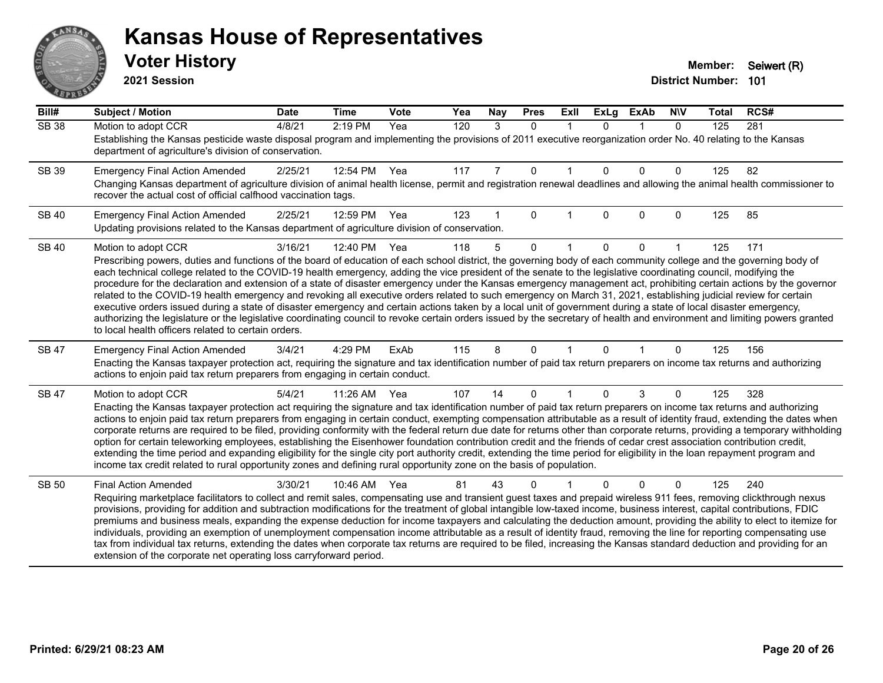# Kansas House of Representatives

## Voter History

**2021 Session**

**Member:** Seiwert (R)
**District Number:** 101

| Bill# | Subject / Motion | Date | Time | Vote | Yea | Nay | Pres | ExII | ExLg | ExAb | N\V | Total | RCS# |
|---|---|---|---|---|---|---|---|---|---|---|---|---|---|
| SB 38 | Motion to adopt CCR | 4/8/21 | 2:19 PM | Yea | 120 | 3 | 0 | 1 | 0 | 1 | 0 | 125 | 281 |
| | Establishing the Kansas pesticide waste disposal program and implementing the provisions of 2011 executive reorganization order No. 40 relating to the Kansas department of agriculture's division of conservation. | | | | | | | | | | | | |
| SB 39 | Emergency Final Action Amended | 2/25/21 | 12:54 PM | Yea | 117 | 7 | 0 | 1 | 0 | 0 | 0 | 125 | 82 |
| | Changing Kansas department of agriculture division of animal health license, permit and registration renewal deadlines and allowing the animal health commissioner to recover the actual cost of official calfhood vaccination tags. | | | | | | | | | | | | |
| SB 40 | Emergency Final Action Amended | 2/25/21 | 12:59 PM | Yea | 123 | 1 | 0 | 1 | 0 | 0 | 0 | 125 | 85 |
| | Updating provisions related to the Kansas department of agriculture division of conservation. | | | | | | | | | | | | |
| SB 40 | Motion to adopt CCR | 3/16/21 | 12:40 PM | Yea | 118 | 5 | 0 | 1 | 0 | 0 | 1 | 125 | 171 |
| | Prescribing powers, duties and functions of the board of education of each school district, the governing body of each community college and the governing body of each technical college related to the COVID-19 health emergency, adding the vice president of the senate to the legislative coordinating council, modifying the procedure for the declaration and extension of a state of disaster emergency under the Kansas emergency management act, prohibiting certain actions by the governor related to the COVID-19 health emergency and revoking all executive orders related to such emergency on March 31, 2021, establishing judicial review for certain executive orders issued during a state of disaster emergency and certain actions taken by a local unit of government during a state of local disaster emergency, authorizing the legislature or the legislative coordinating council to revoke certain orders issued by the secretary of health and environment and limiting powers granted to local health officers related to certain orders. | | | | | | | | | | | | |
| SB 47 | Emergency Final Action Amended | 3/4/21 | 4:29 PM | ExAb | 115 | 8 | 0 | 1 | 0 | 1 | 0 | 125 | 156 |
| | Enacting the Kansas taxpayer protection act, requiring the signature and tax identification number of paid tax return preparers on income tax returns and authorizing actions to enjoin paid tax return preparers from engaging in certain conduct. | | | | | | | | | | | | |
| SB 47 | Motion to adopt CCR | 5/4/21 | 11:26 AM | Yea | 107 | 14 | 0 | 1 | 0 | 3 | 0 | 125 | 328 |
| | Enacting the Kansas taxpayer protection act requiring the signature and tax identification number of paid tax return preparers on income tax returns and authorizing actions to enjoin paid tax return preparers from engaging in certain conduct, exempting compensation attributable as a result of identity fraud, extending the dates when corporate returns are required to be filed, providing conformity with the federal return due date for returns other than corporate returns, providing a temporary withholding option for certain teleworking employees, establishing the Eisenhower foundation contribution credit and the friends of cedar crest association contribution credit, extending the time period and expanding eligibility for the single city port authority credit, extending the time period for eligibility in the loan repayment program and income tax credit related to rural opportunity zones and defining rural opportunity zone on the basis of population. | | | | | | | | | | | | |
| SB 50 | Final Action Amended | 3/30/21 | 10:46 AM | Yea | 81 | 43 | 0 | 1 | 0 | 0 | 0 | 125 | 240 |
| | Requiring marketplace facilitators to collect and remit sales, compensating use and transient guest taxes and prepaid wireless 911 fees, removing clickthrough nexus provisions, providing for addition and subtraction modifications for the treatment of global intangible low-taxed income, business interest, capital contributions, FDIC premiums and business meals, expanding the expense deduction for income taxpayers and calculating the deduction amount, providing the ability to elect to itemize for individuals, providing an exemption of unemployment compensation income attributable as a result of identity fraud, removing the line for reporting compensating use tax from individual tax returns, extending the dates when corporate tax returns are required to be filed, increasing the Kansas standard deduction and providing for an extension of the corporate net operating loss carryforward period. | | | | | | | | | | | | |

**Printed: 6/29/21 08:23 AM**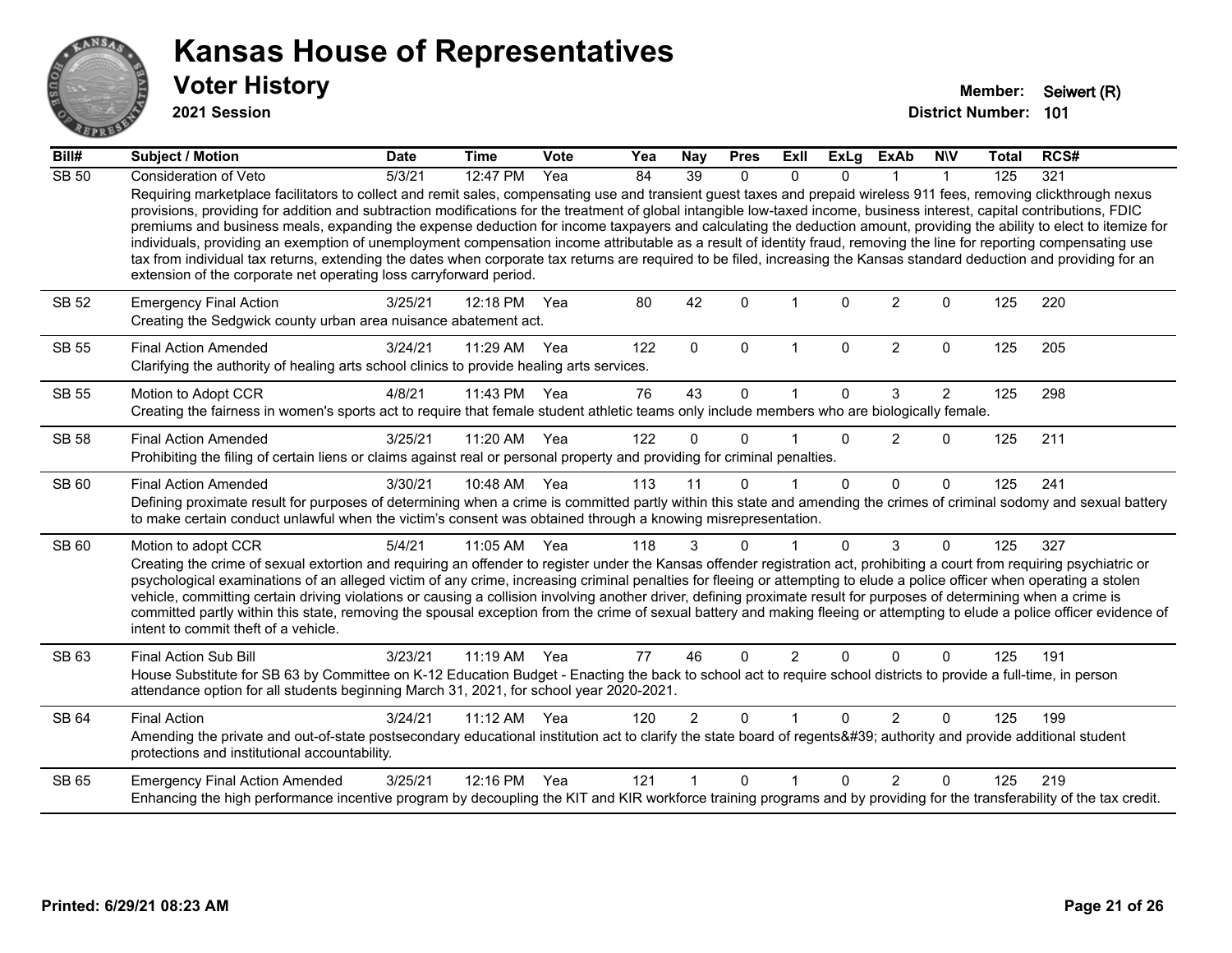# Kansas House of Representatives

## Voter History

**2021 Session**

**Member:** Seiwert (R)
**District Number:** 101

| Bill# | Subject / Motion | Date | Time | Vote | Yea | Nay | Pres | ExII | ExLg | ExAb | N\V | Total | RCS# |
|---|---|---|---|---|---|---|---|---|---|---|---|---|---|
| SB 50 | Consideration of Veto | 5/3/21 | 12:47 PM | Yea | 84 | 39 | 0 | 0 | 0 | 1 | 1 | 125 | 321 |
| | Requiring marketplace facilitators to collect and remit sales, compensating use and transient guest taxes and prepaid wireless 911 fees, removing clickthrough nexus provisions, providing for addition and subtraction modifications for the treatment of global intangible low-taxed income, business interest, capital contributions, FDIC premiums and business meals, expanding the expense deduction for income taxpayers and calculating the deduction amount, providing the ability to elect to itemize for individuals, providing an exemption of unemployment compensation income attributable as a result of identity fraud, removing the line for reporting compensating use tax from individual tax returns, extending the dates when corporate tax returns are required to be filed, increasing the Kansas standard deduction and providing for an extension of the corporate net operating loss carryforward period. | | | | | | | | | | | | |
| SB 52 | Emergency Final Action | 3/25/21 | 12:18 PM | Yea | 80 | 42 | 0 | 1 | 0 | 2 | 0 | 125 | 220 |
| | Creating the Sedgwick county urban area nuisance abatement act. | | | | | | | | | | | | |
| SB 55 | Final Action Amended | 3/24/21 | 11:29 AM | Yea | 122 | 0 | 0 | 1 | 0 | 2 | 0 | 125 | 205 |
| | Clarifying the authority of healing arts school clinics to provide healing arts services. | | | | | | | | | | | | |
| SB 55 | Motion to Adopt CCR | 4/8/21 | 11:43 PM | Yea | 76 | 43 | 0 | 1 | 0 | 3 | 2 | 125 | 298 |
| | Creating the fairness in women's sports act to require that female student athletic teams only include members who are biologically female. | | | | | | | | | | | | |
| SB 58 | Final Action Amended | 3/25/21 | 11:20 AM | Yea | 122 | 0 | 0 | 1 | 0 | 2 | 0 | 125 | 211 |
| | Prohibiting the filing of certain liens or claims against real or personal property and providing for criminal penalties. | | | | | | | | | | | | |
| SB 60 | Final Action Amended | 3/30/21 | 10:48 AM | Yea | 113 | 11 | 0 | 1 | 0 | 0 | 0 | 125 | 241 |
| | Defining proximate result for purposes of determining when a crime is committed partly within this state and amending the crimes of criminal sodomy and sexual battery to make certain conduct unlawful when the victim's consent was obtained through a knowing misrepresentation. | | | | | | | | | | | | |
| SB 60 | Motion to adopt CCR | 5/4/21 | 11:05 AM | Yea | 118 | 3 | 0 | 1 | 0 | 3 | 0 | 125 | 327 |
| | Creating the crime of sexual extortion and requiring an offender to register under the Kansas offender registration act, prohibiting a court from requiring psychiatric or psychological examinations of an alleged victim of any crime, increasing criminal penalties for fleeing or attempting to elude a police officer when operating a stolen vehicle, committing certain driving violations or causing a collision involving another driver, defining proximate result for purposes of determining when a crime is committed partly within this state, removing the spousal exception from the crime of sexual battery and making fleeing or attempting to elude a police officer evidence of intent to commit theft of a vehicle. | | | | | | | | | | | | |
| SB 63 | Final Action Sub Bill | 3/23/21 | 11:19 AM | Yea | 77 | 46 | 0 | 2 | 0 | 0 | 0 | 125 | 191 |
| | House Substitute for SB 63 by Committee on K-12 Education Budget - Enacting the back to school act to require school districts to provide a full-time, in person attendance option for all students beginning March 31, 2021, for school year 2020-2021. | | | | | | | | | | | | |
| SB 64 | Final Action | 3/24/21 | 11:12 AM | Yea | 120 | 2 | 0 | 1 | 0 | 2 | 0 | 125 | 199 |
| | Amending the private and out-of-state postsecondary educational institution act to clarify the state board of regents&#39; authority and provide additional student protections and institutional accountability. | | | | | | | | | | | | |
| SB 65 | Emergency Final Action Amended | 3/25/21 | 12:16 PM | Yea | 121 | 1 | 0 | 1 | 0 | 2 | 0 | 125 | 219 |
| | Enhancing the high performance incentive program by decoupling the KIT and KIR workforce training programs and by providing for the transferability of the tax credit. | | | | | | | | | | | | |

**Printed: 6/29/21 08:23 AM**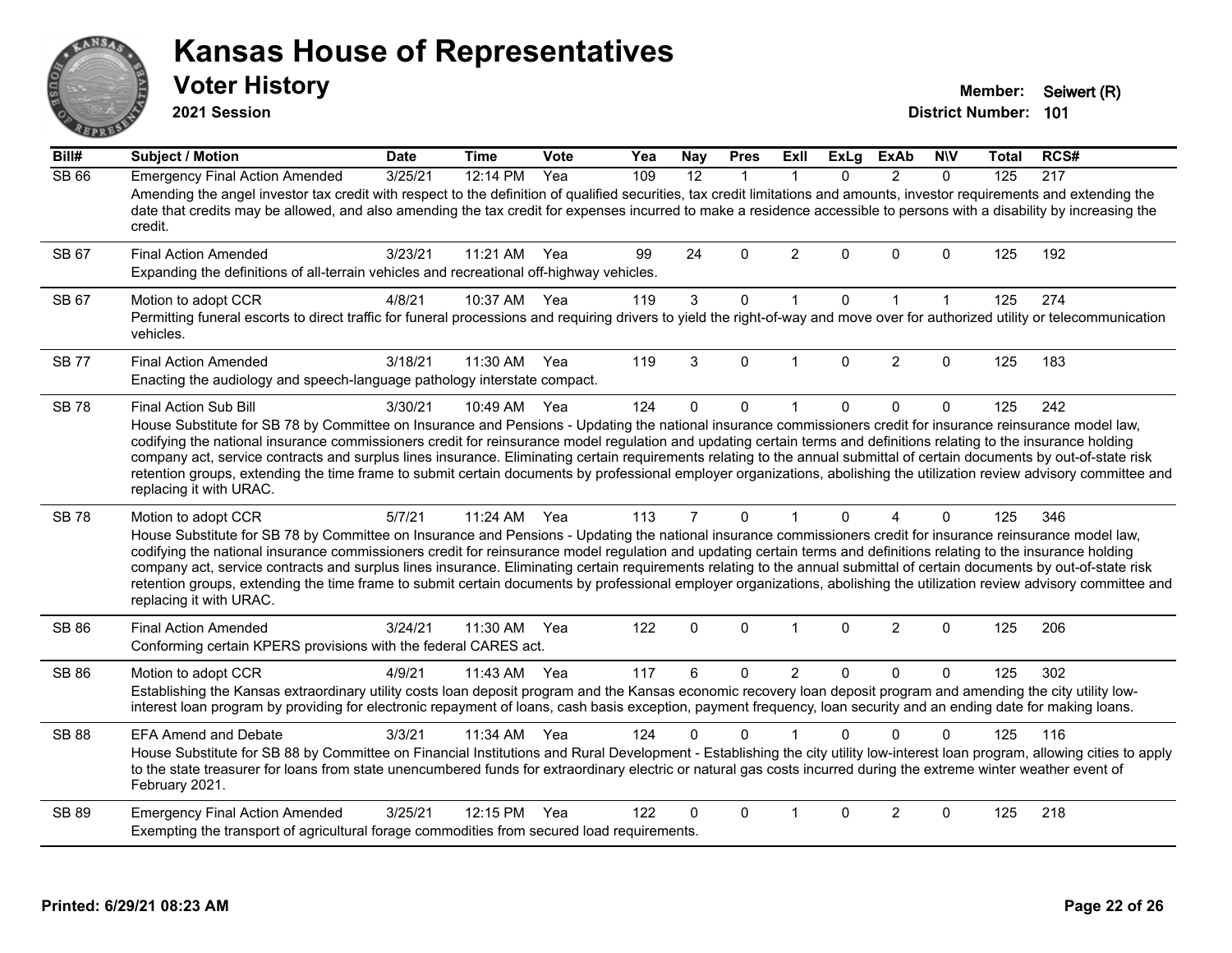# Kansas House of Representatives

## Voter History

**2021 Session**

**Member:** Seiwert (R)
**District Number:** 101

| Bill# | Subject / Motion | Date | Time | Vote | Yea | Nay | Pres | ExII | ExLg | ExAb | N\V | Total | RCS# |
|---|---|---|---|---|---|---|---|---|---|---|---|---|---|
| SB 66 | Emergency Final Action Amended | 3/25/21 | 12:14 PM | Yea | 109 | 12 | 1 | 1 | 0 | 2 | 0 | 125 | 217 |
| | Amending the angel investor tax credit with respect to the definition of qualified securities, tax credit limitations and amounts, investor requirements and extending the date that credits may be allowed, and also amending the tax credit for expenses incurred to make a residence accessible to persons with a disability by increasing the credit. | | | | | | | | | | | | |
| SB 67 | Final Action Amended | 3/23/21 | 11:21 AM | Yea | 99 | 24 | 0 | 2 | 0 | 0 | 0 | 125 | 192 |
| | Expanding the definitions of all-terrain vehicles and recreational off-highway vehicles. | | | | | | | | | | | | |
| SB 67 | Motion to adopt CCR | 4/8/21 | 10:37 AM | Yea | 119 | 3 | 0 | 1 | 0 | 1 | 1 | 125 | 274 |
| | Permitting funeral escorts to direct traffic for funeral processions and requiring drivers to yield the right-of-way and move over for authorized utility or telecommunication vehicles. | | | | | | | | | | | | |
| SB 77 | Final Action Amended | 3/18/21 | 11:30 AM | Yea | 119 | 3 | 0 | 1 | 0 | 2 | 0 | 125 | 183 |
| | Enacting the audiology and speech-language pathology interstate compact. | | | | | | | | | | | | |
| SB 78 | Final Action Sub Bill | 3/30/21 | 10:49 AM | Yea | 124 | 0 | 0 | 1 | 0 | 0 | 0 | 125 | 242 |
| | House Substitute for SB 78 by Committee on Insurance and Pensions - Updating the national insurance commissioners credit for insurance reinsurance model law, codifying the national insurance commissioners credit for reinsurance model regulation and updating certain terms and definitions relating to the insurance holding company act, service contracts and surplus lines insurance. Eliminating certain requirements relating to the annual submittal of certain documents by out-of-state risk retention groups, extending the time frame to submit certain documents by professional employer organizations, abolishing the utilization review advisory committee and replacing it with URAC. | | | | | | | | | | | | |
| SB 78 | Motion to adopt CCR | 5/7/21 | 11:24 AM | Yea | 113 | 7 | 0 | 1 | 0 | 4 | 0 | 125 | 346 |
| | House Substitute for SB 78 by Committee on Insurance and Pensions - Updating the national insurance commissioners credit for insurance reinsurance model law, codifying the national insurance commissioners credit for reinsurance model regulation and updating certain terms and definitions relating to the insurance holding company act, service contracts and surplus lines insurance. Eliminating certain requirements relating to the annual submittal of certain documents by out-of-state risk retention groups, extending the time frame to submit certain documents by professional employer organizations, abolishing the utilization review advisory committee and replacing it with URAC. | | | | | | | | | | | | |
| SB 86 | Final Action Amended | 3/24/21 | 11:30 AM | Yea | 122 | 0 | 0 | 1 | 0 | 2 | 0 | 125 | 206 |
| | Conforming certain KPERS provisions with the federal CARES act. | | | | | | | | | | | | |
| SB 86 | Motion to adopt CCR | 4/9/21 | 11:43 AM | Yea | 117 | 6 | 0 | 2 | 0 | 0 | 0 | 125 | 302 |
| | Establishing the Kansas extraordinary utility costs loan deposit program and the Kansas economic recovery loan deposit program and amending the city utility low-interest loan program by providing for electronic repayment of loans, cash basis exception, payment frequency, loan security and an ending date for making loans. | | | | | | | | | | | | |
| SB 88 | EFA Amend and Debate | 3/3/21 | 11:34 AM | Yea | 124 | 0 | 0 | 1 | 0 | 0 | 0 | 125 | 116 |
| | House Substitute for SB 88 by Committee on Financial Institutions and Rural Development - Establishing the city utility low-interest loan program, allowing cities to apply to the state treasurer for loans from state unencumbered funds for extraordinary electric or natural gas costs incurred during the extreme winter weather event of February 2021. | | | | | | | | | | | | |
| SB 89 | Emergency Final Action Amended | 3/25/21 | 12:15 PM | Yea | 122 | 0 | 0 | 1 | 0 | 2 | 0 | 125 | 218 |
| | Exempting the transport of agricultural forage commodities from secured load requirements. | | | | | | | | | | | | |

**Printed: 6/29/21 08:23 AM**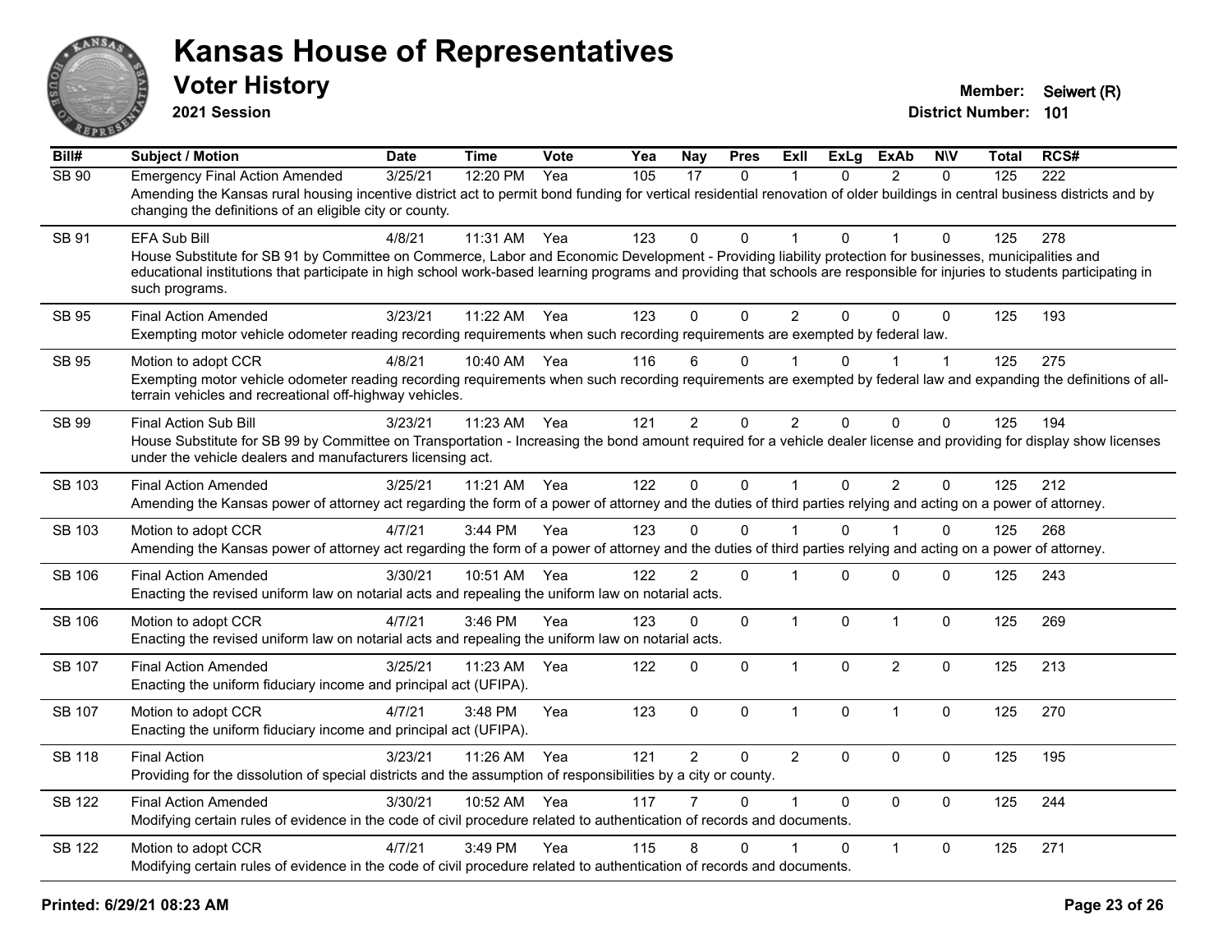# Kansas House of Representatives

## Voter History

**2021 Session**

**Member:** Seiwert (R)
**District Number:** 101

| Bill# | Subject / Motion | Date | Time | Vote | Yea | Nay | Pres | ExII | ExLg | ExAb | N\V | Total | RCS# |
|---|---|---|---|---|---|---|---|---|---|---|---|---|---|
| SB 90 | Emergency Final Action Amended | 3/25/21 | 12:20 PM | Yea | 105 | 17 | 0 | 1 | 0 | 2 | 0 | 125 | 222 |
| | Amending the Kansas rural housing incentive district act to permit bond funding for vertical residential renovation of older buildings in central business districts and by changing the definitions of an eligible city or county. | | | | | | | | | | | | |
| SB 91 | EFA Sub Bill | 4/8/21 | 11:31 AM | Yea | 123 | 0 | 0 | 1 | 0 | 1 | 0 | 125 | 278 |
| | House Substitute for SB 91 by Committee on Commerce, Labor and Economic Development - Providing liability protection for businesses, municipalities and educational institutions that participate in high school work-based learning programs and providing that schools are responsible for injuries to students participating in such programs. | | | | | | | | | | | | |
| SB 95 | Final Action Amended | 3/23/21 | 11:22 AM | Yea | 123 | 0 | 0 | 2 | 0 | 0 | 0 | 125 | 193 |
| | Exempting motor vehicle odometer reading recording requirements when such recording requirements are exempted by federal law. | | | | | | | | | | | | |
| SB 95 | Motion to adopt CCR | 4/8/21 | 10:40 AM | Yea | 116 | 6 | 0 | 1 | 0 | 1 | 1 | 125 | 275 |
| | Exempting motor vehicle odometer reading recording requirements when such recording requirements are exempted by federal law and expanding the definitions of all-terrain vehicles and recreational off-highway vehicles. | | | | | | | | | | | | |
| SB 99 | Final Action Sub Bill | 3/23/21 | 11:23 AM | Yea | 121 | 2 | 0 | 2 | 0 | 0 | 0 | 125 | 194 |
| | House Substitute for SB 99 by Committee on Transportation - Increasing the bond amount required for a vehicle dealer license and providing for display show licenses under the vehicle dealers and manufacturers licensing act. | | | | | | | | | | | | |
| SB 103 | Final Action Amended | 3/25/21 | 11:21 AM | Yea | 122 | 0 | 0 | 1 | 0 | 2 | 0 | 125 | 212 |
| | Amending the Kansas power of attorney act regarding the form of a power of attorney and the duties of third parties relying and acting on a power of attorney. | | | | | | | | | | | | |
| SB 103 | Motion to adopt CCR | 4/7/21 | 3:44 PM | Yea | 123 | 0 | 0 | 1 | 0 | 1 | 0 | 125 | 268 |
| | Amending the Kansas power of attorney act regarding the form of a power of attorney and the duties of third parties relying and acting on a power of attorney. | | | | | | | | | | | | |
| SB 106 | Final Action Amended | 3/30/21 | 10:51 AM | Yea | 122 | 2 | 0 | 1 | 0 | 0 | 0 | 125 | 243 |
| | Enacting the revised uniform law on notarial acts and repealing the uniform law on notarial acts. | | | | | | | | | | | | |
| SB 106 | Motion to adopt CCR | 4/7/21 | 3:46 PM | Yea | 123 | 0 | 0 | 1 | 0 | 1 | 0 | 125 | 269 |
| | Enacting the revised uniform law on notarial acts and repealing the uniform law on notarial acts. | | | | | | | | | | | | |
| SB 107 | Final Action Amended | 3/25/21 | 11:23 AM | Yea | 122 | 0 | 0 | 1 | 0 | 2 | 0 | 125 | 213 |
| | Enacting the uniform fiduciary income and principal act (UFIPA). | | | | | | | | | | | | |
| SB 107 | Motion to adopt CCR | 4/7/21 | 3:48 PM | Yea | 123 | 0 | 0 | 1 | 0 | 1 | 0 | 125 | 270 |
| | Enacting the uniform fiduciary income and principal act (UFIPA). | | | | | | | | | | | | |
| SB 118 | Final Action | 3/23/21 | 11:26 AM | Yea | 121 | 2 | 0 | 2 | 0 | 0 | 0 | 125 | 195 |
| | Providing for the dissolution of special districts and the assumption of responsibilities by a city or county. | | | | | | | | | | | | |
| SB 122 | Final Action Amended | 3/30/21 | 10:52 AM | Yea | 117 | 7 | 0 | 1 | 0 | 0 | 0 | 125 | 244 |
| | Modifying certain rules of evidence in the code of civil procedure related to authentication of records and documents. | | | | | | | | | | | | |
| SB 122 | Motion to adopt CCR | 4/7/21 | 3:49 PM | Yea | 115 | 8 | 0 | 1 | 0 | 1 | 0 | 125 | 271 |
| | Modifying certain rules of evidence in the code of civil procedure related to authentication of records and documents. | | | | | | | | | | | | |

**Printed: 6/29/21 08:23 AM**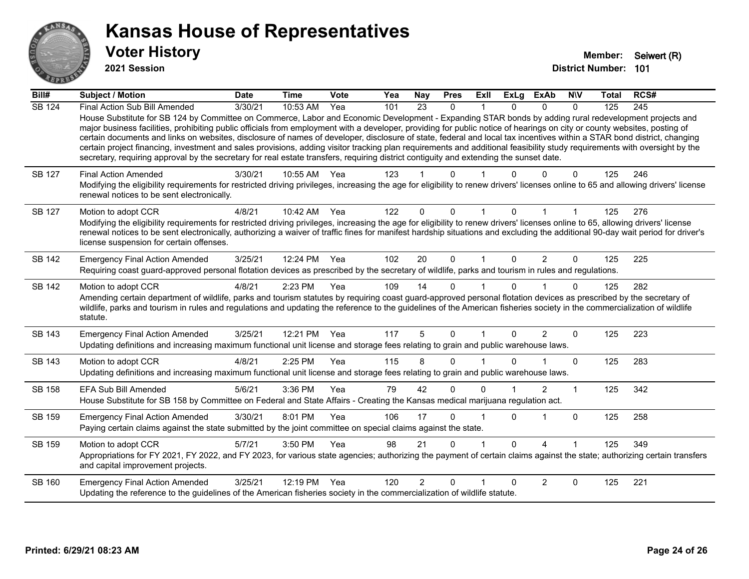# Kansas House of Representatives

## Voter History

**2021 Session**

**Member:** Seiwert (R)
**District Number:** 101

| Bill# | Subject / Motion | Date | Time | Vote | Yea | Nay | Pres | ExII | ExLg | ExAb | N\V | Total | RCS# |
|---|---|---|---|---|---|---|---|---|---|---|---|---|---|
| SB 124 | Final Action Sub Bill Amended | 3/30/21 | 10:53 AM | Yea | 101 | 23 | 0 | 1 | 0 | 0 | 0 | 125 | 245 |
| | House Substitute for SB 124 by Committee on Commerce, Labor and Economic Development - Expanding STAR bonds by adding rural redevelopment projects and major business facilities, prohibiting public officials from employment with a developer, providing for public notice of hearings on city or county websites, posting of certain documents and links on websites, disclosure of names of developer, disclosure of state, federal and local tax incentives within a STAR bond district, changing certain project financing, investment and sales provisions, adding visitor tracking plan requirements and additional feasibility study requirements with oversight by the secretary, requiring approval by the secretary for real estate transfers, requiring district contiguity and extending the sunset date. | | | | | | | | | | | | |
| SB 127 | Final Action Amended | 3/30/21 | 10:55 AM | Yea | 123 | 1 | 0 | 1 | 0 | 0 | 0 | 125 | 246 |
| | Modifying the eligibility requirements for restricted driving privileges, increasing the age for eligibility to renew drivers' licenses online to 65 and allowing drivers' license renewal notices to be sent electronically. | | | | | | | | | | | | |
| SB 127 | Motion to adopt CCR | 4/8/21 | 10:42 AM | Yea | 122 | 0 | 0 | 1 | 0 | 1 | 1 | 125 | 276 |
| | Modifying the eligibility requirements for restricted driving privileges, increasing the age for eligibility to renew drivers' licenses online to 65, allowing drivers' license renewal notices to be sent electronically, authorizing a waiver of traffic fines for manifest hardship situations and excluding the additional 90-day wait period for driver's license suspension for certain offenses. | | | | | | | | | | | | |
| SB 142 | Emergency Final Action Amended | 3/25/21 | 12:24 PM | Yea | 102 | 20 | 0 | 1 | 0 | 2 | 0 | 125 | 225 |
| | Requiring coast guard-approved personal flotation devices as prescribed by the secretary of wildlife, parks and tourism in rules and regulations. | | | | | | | | | | | | |
| SB 142 | Motion to adopt CCR | 4/8/21 | 2:23 PM | Yea | 109 | 14 | 0 | 1 | 0 | 1 | 0 | 125 | 282 |
| | Amending certain department of wildlife, parks and tourism statutes by requiring coast guard-approved personal flotation devices as prescribed by the secretary of wildlife, parks and tourism in rules and regulations and updating the reference to the guidelines of the American fisheries society in the commercialization of wildlife statute. | | | | | | | | | | | | |
| SB 143 | Emergency Final Action Amended | 3/25/21 | 12:21 PM | Yea | 117 | 5 | 0 | 1 | 0 | 2 | 0 | 125 | 223 |
| | Updating definitions and increasing maximum functional unit license and storage fees relating to grain and public warehouse laws. | | | | | | | | | | | | |
| SB 143 | Motion to adopt CCR | 4/8/21 | 2:25 PM | Yea | 115 | 8 | 0 | 1 | 0 | 1 | 0 | 125 | 283 |
| | Updating definitions and increasing maximum functional unit license and storage fees relating to grain and public warehouse laws. | | | | | | | | | | | | |
| SB 158 | EFA Sub Bill Amended | 5/6/21 | 3:36 PM | Yea | 79 | 42 | 0 | 0 | 1 | 2 | 1 | 125 | 342 |
| | House Substitute for SB 158 by Committee on Federal and State Affairs - Creating the Kansas medical marijuana regulation act. | | | | | | | | | | | | |
| SB 159 | Emergency Final Action Amended | 3/30/21 | 8:01 PM | Yea | 106 | 17 | 0 | 1 | 0 | 1 | 0 | 125 | 258 |
| | Paying certain claims against the state submitted by the joint committee on special claims against the state. | | | | | | | | | | | | |
| SB 159 | Motion to adopt CCR | 5/7/21 | 3:50 PM | Yea | 98 | 21 | 0 | 1 | 0 | 4 | 1 | 125 | 349 |
| | Appropriations for FY 2021, FY 2022, and FY 2023, for various state agencies; authorizing the payment of certain claims against the state; authorizing certain transfers and capital improvement projects. | | | | | | | | | | | | |
| SB 160 | Emergency Final Action Amended | 3/25/21 | 12:19 PM | Yea | 120 | 2 | 0 | 1 | 0 | 2 | 0 | 125 | 221 |
| | Updating the reference to the guidelines of the American fisheries society in the commercialization of wildlife statute. | | | | | | | | | | | | |

**Printed: 6/29/21 08:23 AM**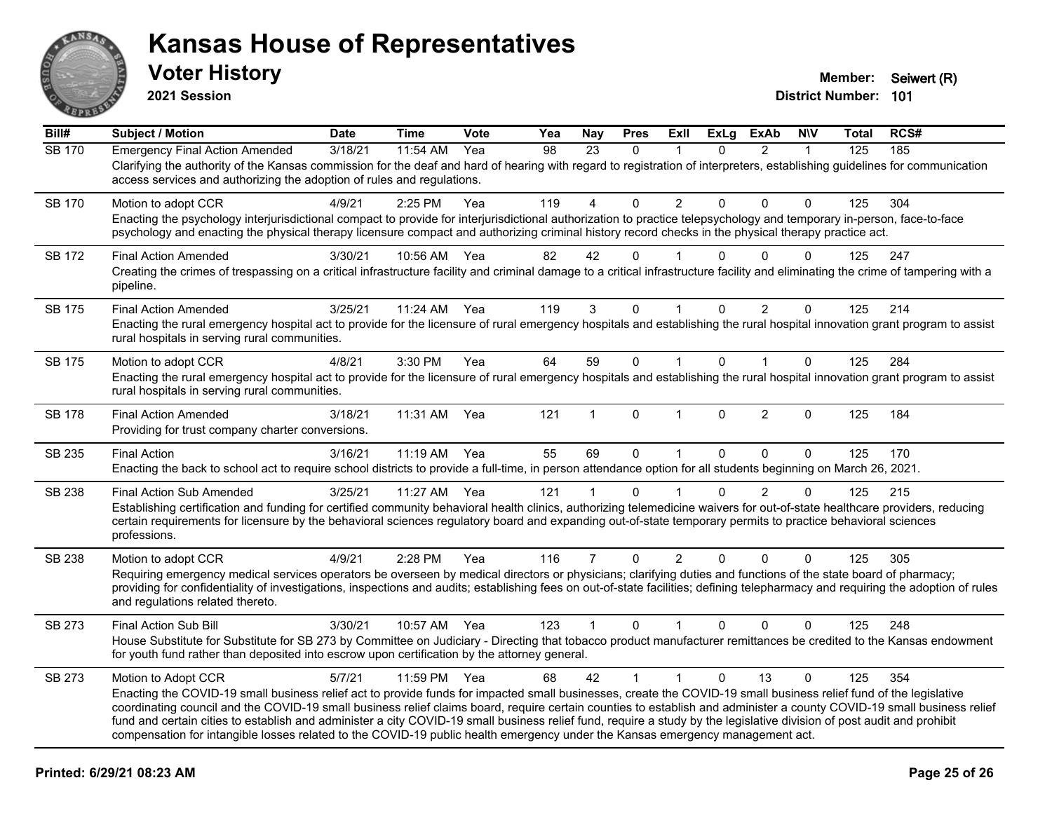# Kansas House of Representatives

## Voter History

**2021 Session**

**Member:** Seiwert (R)
**District Number:** 101

| Bill# | Subject / Motion | Date | Time | Vote | Yea | Nay | Pres | ExII | ExLg | ExAb | N\V | Total | RCS# |
|---|---|---|---|---|---|---|---|---|---|---|---|---|---|
| SB 170 | Emergency Final Action Amended | 3/18/21 | 11:54 AM | Yea | 98 | 23 | 0 | 1 | 0 | 2 | 1 | 125 | 185 |
| | Clarifying the authority of the Kansas commission for the deaf and hard of hearing with regard to registration of interpreters, establishing guidelines for communication access services and authorizing the adoption of rules and regulations. | | | | | | | | | | | | |
| SB 170 | Motion to adopt CCR | 4/9/21 | 2:25 PM | Yea | 119 | 4 | 0 | 2 | 0 | 0 | 0 | 125 | 304 |
| | Enacting the psychology interjurisdictional compact to provide for interjurisdictional authorization to practice telepsychology and temporary in-person, face-to-face psychology and enacting the physical therapy licensure compact and authorizing criminal history record checks in the physical therapy practice act. | | | | | | | | | | | | |
| SB 172 | Final Action Amended | 3/30/21 | 10:56 AM | Yea | 82 | 42 | 0 | 1 | 0 | 0 | 0 | 125 | 247 |
| | Creating the crimes of trespassing on a critical infrastructure facility and criminal damage to a critical infrastructure facility and eliminating the crime of tampering with a pipeline. | | | | | | | | | | | | |
| SB 175 | Final Action Amended | 3/25/21 | 11:24 AM | Yea | 119 | 3 | 0 | 1 | 0 | 2 | 0 | 125 | 214 |
| | Enacting the rural emergency hospital act to provide for the licensure of rural emergency hospitals and establishing the rural hospital innovation grant program to assist rural hospitals in serving rural communities. | | | | | | | | | | | | |
| SB 175 | Motion to adopt CCR | 4/8/21 | 3:30 PM | Yea | 64 | 59 | 0 | 1 | 0 | 1 | 0 | 125 | 284 |
| | Enacting the rural emergency hospital act to provide for the licensure of rural emergency hospitals and establishing the rural hospital innovation grant program to assist rural hospitals in serving rural communities. | | | | | | | | | | | | |
| SB 178 | Final Action Amended | 3/18/21 | 11:31 AM | Yea | 121 | 1 | 0 | 1 | 0 | 2 | 0 | 125 | 184 |
| | Providing for trust company charter conversions. | | | | | | | | | | | | |
| SB 235 | Final Action | 3/16/21 | 11:19 AM | Yea | 55 | 69 | 0 | 1 | 0 | 0 | 0 | 125 | 170 |
| | Enacting the back to school act to require school districts to provide a full-time, in person attendance option for all students beginning on March 26, 2021. | | | | | | | | | | | | |
| SB 238 | Final Action Sub Amended | 3/25/21 | 11:27 AM | Yea | 121 | 1 | 0 | 1 | 0 | 2 | 0 | 125 | 215 |
| | Establishing certification and funding for certified community behavioral health clinics, authorizing telemedicine waivers for out-of-state healthcare providers, reducing certain requirements for licensure by the behavioral sciences regulatory board and expanding out-of-state temporary permits to practice behavioral sciences professions. | | | | | | | | | | | | |
| SB 238 | Motion to adopt CCR | 4/9/21 | 2:28 PM | Yea | 116 | 7 | 0 | 2 | 0 | 0 | 0 | 125 | 305 |
| | Requiring emergency medical services operators be overseen by medical directors or physicians; clarifying duties and functions of the state board of pharmacy; providing for confidentiality of investigations, inspections and audits; establishing fees on out-of-state facilities; defining telepharmacy and requiring the adoption of rules and regulations related thereto. | | | | | | | | | | | | |
| SB 273 | Final Action Sub Bill | 3/30/21 | 10:57 AM | Yea | 123 | 1 | 0 | 1 | 0 | 0 | 0 | 125 | 248 |
| | House Substitute for Substitute for SB 273 by Committee on Judiciary - Directing that tobacco product manufacturer remittances be credited to the Kansas endowment for youth fund rather than deposited into escrow upon certification by the attorney general. | | | | | | | | | | | | |
| SB 273 | Motion to Adopt CCR | 5/7/21 | 11:59 PM | Yea | 68 | 42 | 1 | 1 | 0 | 13 | 0 | 125 | 354 |
| | Enacting the COVID-19 small business relief act to provide funds for impacted small businesses, create the COVID-19 small business relief fund of the legislative coordinating council and the COVID-19 small business relief claims board, require certain counties to establish and administer a county COVID-19 small business relief fund and certain cities to establish and administer a city COVID-19 small business relief fund, require a study by the legislative division of post audit and prohibit compensation for intangible losses related to the COVID-19 public health emergency under the Kansas emergency management act. | | | | | | | | | | | | |

**Printed: 6/29/21 08:23 AM**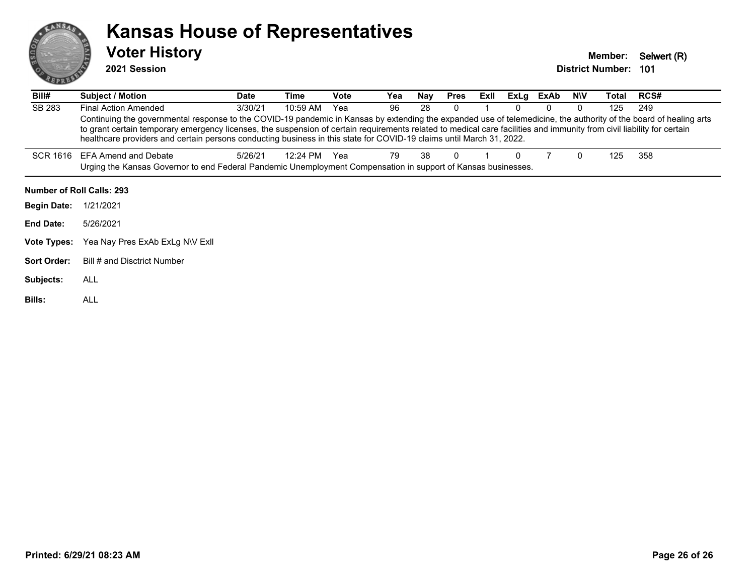# Kansas House of Representatives

## Voter History

**2021 Session**

**Member:** Seiwert (R)
**District Number:** 101

| Bill# | Subject / Motion | Date | Time | Vote | Yea | Nay | Pres | ExII | ExLg | ExAb | N\V | Total | RCS# |
|---|---|---|---|---|---|---|---|---|---|---|---|---|---|
| SB 283 | Final Action Amended | 3/30/21 | 10:59 AM | Yea | 96 | 28 | 0 | 1 | 0 | 0 | 0 | 125 | 249 |
| | Continuing the governmental response to the COVID-19 pandemic in Kansas by extending the expanded use of telemedicine, the authority of the board of healing arts to grant certain temporary emergency licenses, the suspension of certain requirements related to medical care facilities and immunity from civil liability for certain healthcare providers and certain persons conducting business in this state for COVID-19 claims until March 31, 2022. | | | | | | | | | | | | |
| SCR 1616 | EFA Amend and Debate | 5/26/21 | 12:24 PM | Yea | 79 | 38 | 0 | 1 | 0 | 7 | 0 | 125 | 358 |
| | Urging the Kansas Governor to end Federal Pandemic Unemployment Compensation in support of Kansas businesses. | | | | | | | | | | | | |

**Number of Roll Calls: 293**

**Begin Date:** 1/21/2021

**End Date:** 5/26/2021

**Vote Types:** Yea Nay Pres ExAb ExLg N\V ExII

**Sort Order:** Bill # and Disctrict Number

**Subjects:** ALL

**Bills:** ALL

**Printed: 6/29/21 08:23 AM**